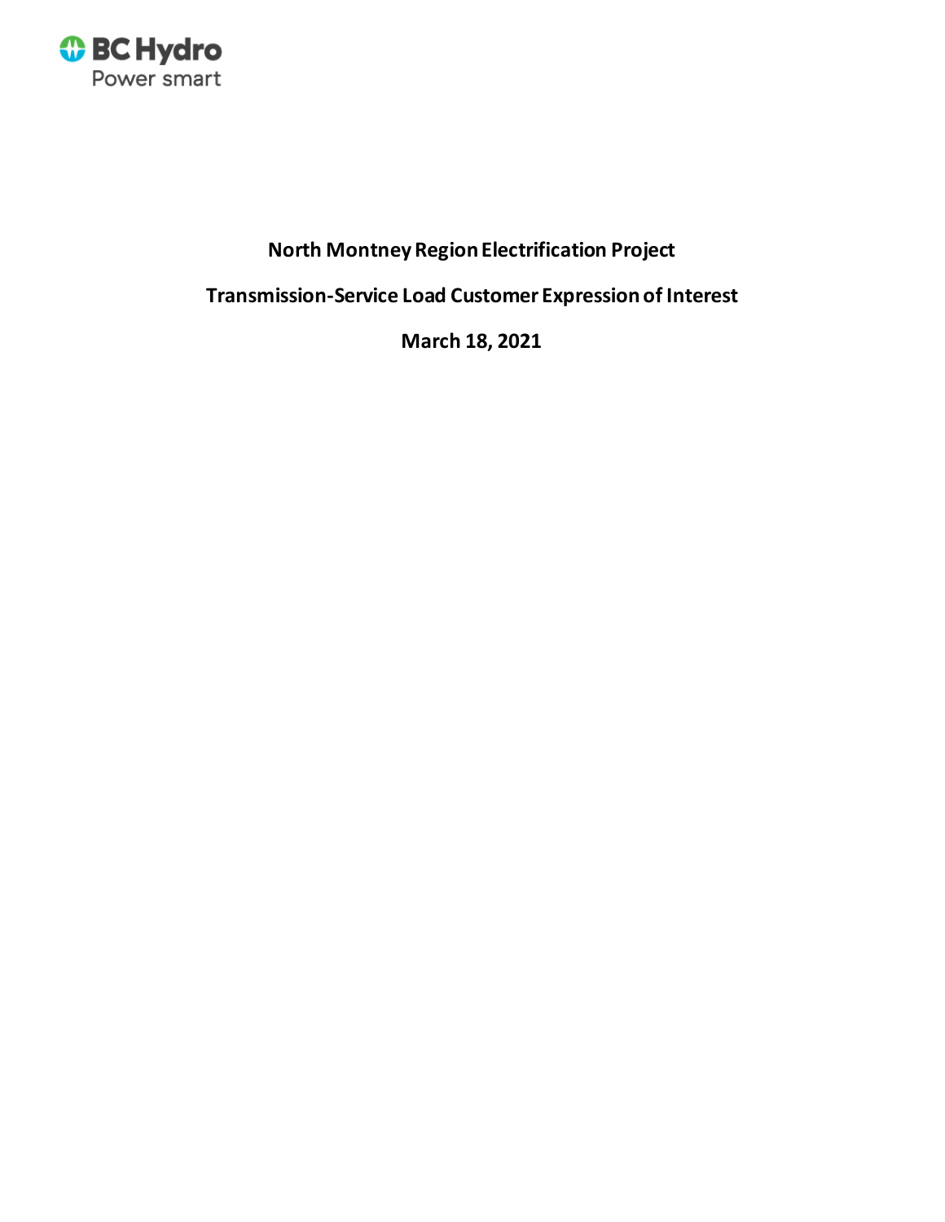BC Hydro
Power smart

# North Montney Region Electrification Project

## Transmission-Service Load Customer Expression of Interest

**March 18, 2021**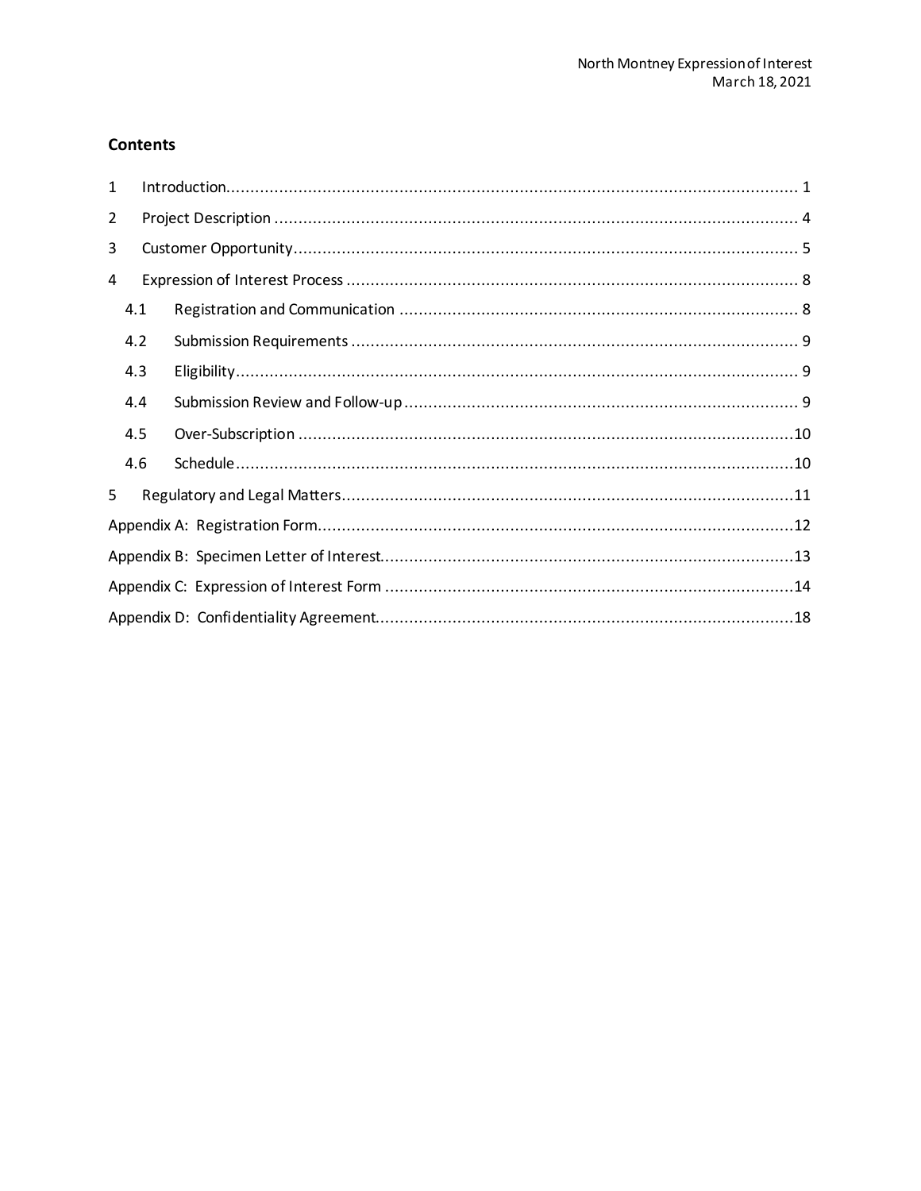## Contents

1 Introduction ........................................................ 1
2 Project Description ........................................................ 4
3 Customer Opportunity ........................................................ 5
4 Expression of Interest Process ........................................................ 8
  4.1 Registration and Communication ........................................................ 8
  4.2 Submission Requirements ........................................................ 9
  4.3 Eligibility ........................................................ 9
  4.4 Submission Review and Follow-up ........................................................ 9
  4.5 Over-Subscription ........................................................ 10
  4.6 Schedule ........................................................ 10
5 Regulatory and Legal Matters ........................................................ 11
Appendix A: Registration Form ........................................................ 12
Appendix B: Specimen Letter of Interest ........................................................ 13
Appendix C: Expression of Interest Form ........................................................ 14
Appendix D: Confidentiality Agreement ........................................................ 18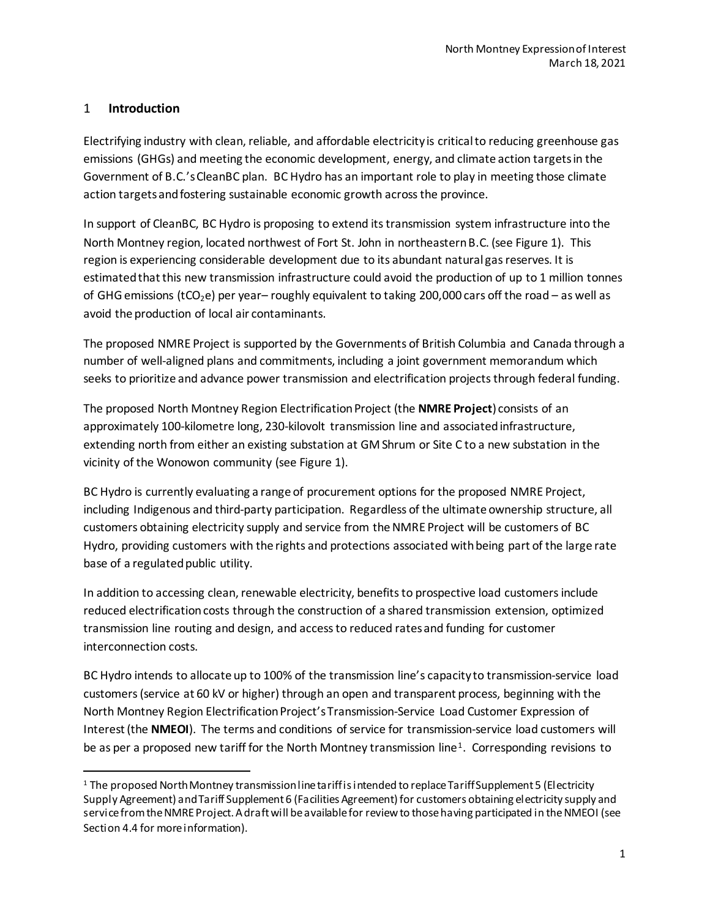## 1 Introduction

Electrifying industry with clean, reliable, and affordable electricity is critical to reducing greenhouse gas emissions (GHGs) and meeting the economic development, energy, and climate action targets in the Government of B.C.'s CleanBC plan. BC Hydro has an important role to play in meeting those climate action targets and fostering sustainable economic growth across the province.

In support of CleanBC, BC Hydro is proposing to extend its transmission system infrastructure into the North Montney region, located northwest of Fort St. John in northeastern B.C. (see Figure 1). This region is experiencing considerable development due to its abundant natural gas reserves. It is estimated that this new transmission infrastructure could avoid the production of up to 1 million tonnes of GHG emissions ($tCO_2e$) per year– roughly equivalent to taking 200,000 cars off the road – as well as avoid the production of local air contaminants.

The proposed NMRE Project is supported by the Governments of British Columbia and Canada through a number of well-aligned plans and commitments, including a joint government memorandum which seeks to prioritize and advance power transmission and electrification projects through federal funding.

The proposed North Montney Region Electrification Project (the **NMRE Project**) consists of an approximately 100-kilometre long, 230-kilovolt transmission line and associated infrastructure, extending north from either an existing substation at GM Shrum or Site C to a new substation in the vicinity of the Wonowon community (see Figure 1).

BC Hydro is currently evaluating a range of procurement options for the proposed NMRE Project, including Indigenous and third-party participation. Regardless of the ultimate ownership structure, all customers obtaining electricity supply and service from the NMRE Project will be customers of BC Hydro, providing customers with the rights and protections associated with being part of the large rate base of a regulated public utility.

In addition to accessing clean, renewable electricity, benefits to prospective load customers include reduced electrification costs through the construction of a shared transmission extension, optimized transmission line routing and design, and access to reduced rates and funding for customer interconnection costs.

BC Hydro intends to allocate up to 100% of the transmission line's capacity to transmission-service load customers (service at 60 kV or higher) through an open and transparent process, beginning with the North Montney Region Electrification Project's Transmission-Service Load Customer Expression of Interest (the **NMEOI**). The terms and conditions of service for transmission-service load customers will be as per a proposed new tariff for the North Montney transmission line[1]. Corresponding revisions to

[1] The proposed North Montney transmission line tariff is intended to replace Tariff Supplement 5 (Electricity Supply Agreement) and Tariff Supplement 6 (Facilities Agreement) for customers obtaining electricity supply and service from the NMRE Project. A draft will be available for review to those having participated in the NMEOI (see Section 4.4 for more information).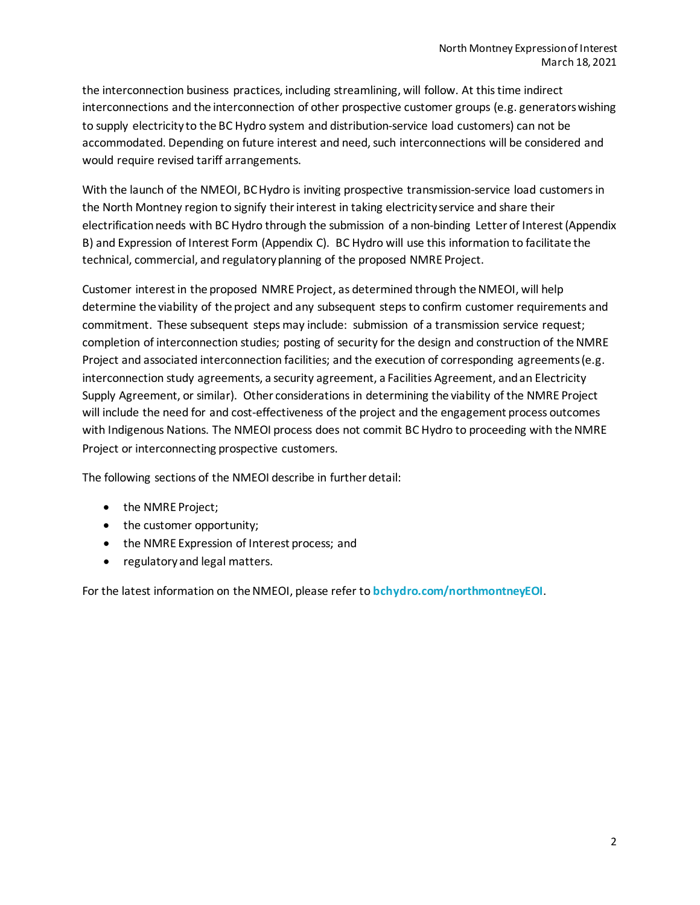the interconnection business practices, including streamlining, will follow. At this time indirect interconnections and the interconnection of other prospective customer groups (e.g. generators wishing to supply electricity to the BC Hydro system and distribution-service load customers) can not be accommodated. Depending on future interest and need, such interconnections will be considered and would require revised tariff arrangements.

With the launch of the NMEOI, BC Hydro is inviting prospective transmission-service load customers in the North Montney region to signify their interest in taking electricity service and share their electrification needs with BC Hydro through the submission of a non-binding Letter of Interest (Appendix B) and Expression of Interest Form (Appendix C). BC Hydro will use this information to facilitate the technical, commercial, and regulatory planning of the proposed NMRE Project.

Customer interest in the proposed NMRE Project, as determined through the NMEOI, will help determine the viability of the project and any subsequent steps to confirm customer requirements and commitment. These subsequent steps may include: submission of a transmission service request; completion of interconnection studies; posting of security for the design and construction of the NMRE Project and associated interconnection facilities; and the execution of corresponding agreements (e.g. interconnection study agreements, a security agreement, a Facilities Agreement, and an Electricity Supply Agreement, or similar). Other considerations in determining the viability of the NMRE Project will include the need for and cost-effectiveness of the project and the engagement process outcomes with Indigenous Nations. The NMEOI process does not commit BC Hydro to proceeding with the NMRE Project or interconnecting prospective customers.

The following sections of the NMEOI describe in further detail:

- the NMRE Project;
- the customer opportunity;
- the NMRE Expression of Interest process; and
- regulatory and legal matters.

For the latest information on the NMEOI, please refer to **bchydro.com/northmontneyEOI**.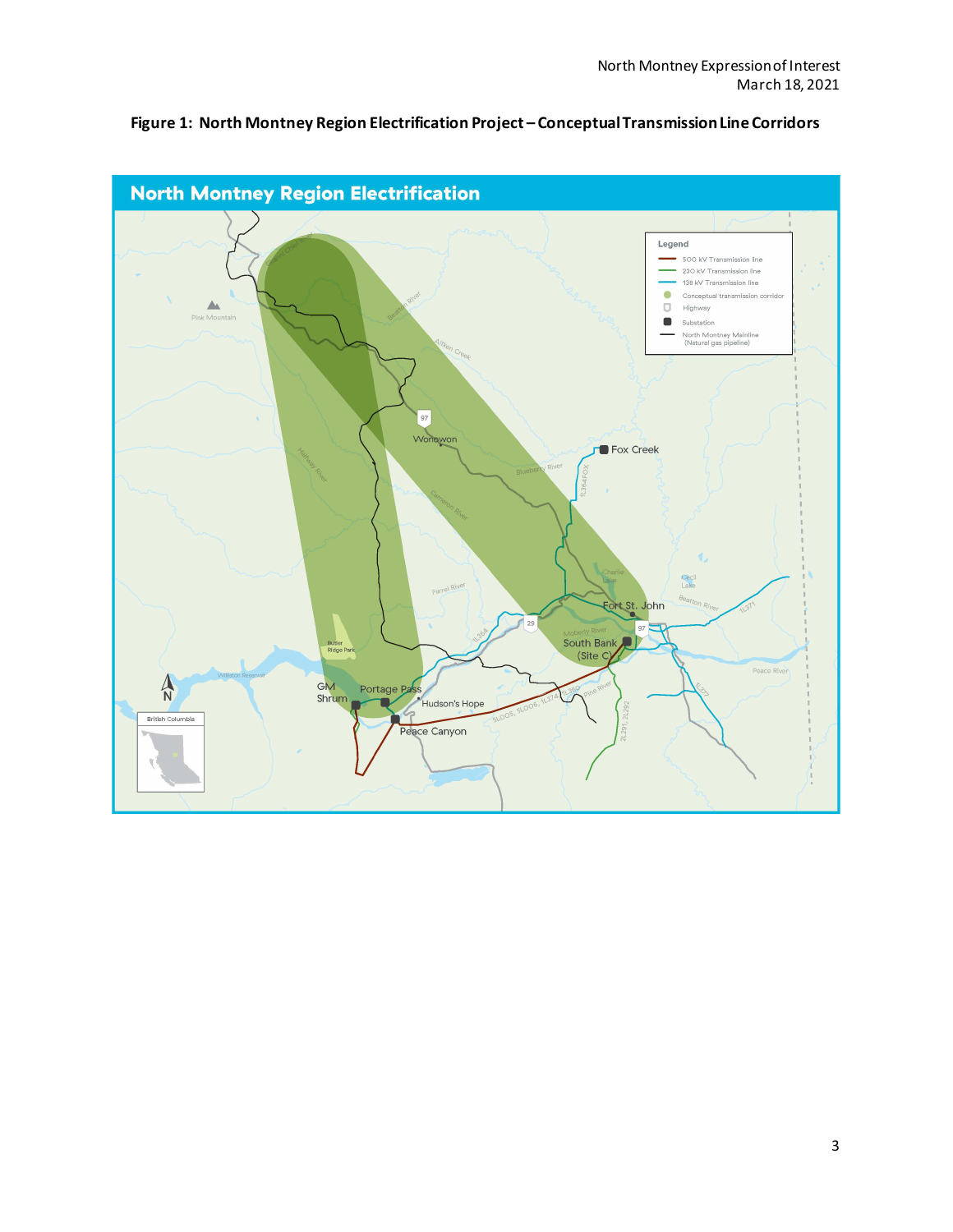**Figure 1: North Montney Region Electrification Project – Conceptual Transmission Line Corridors**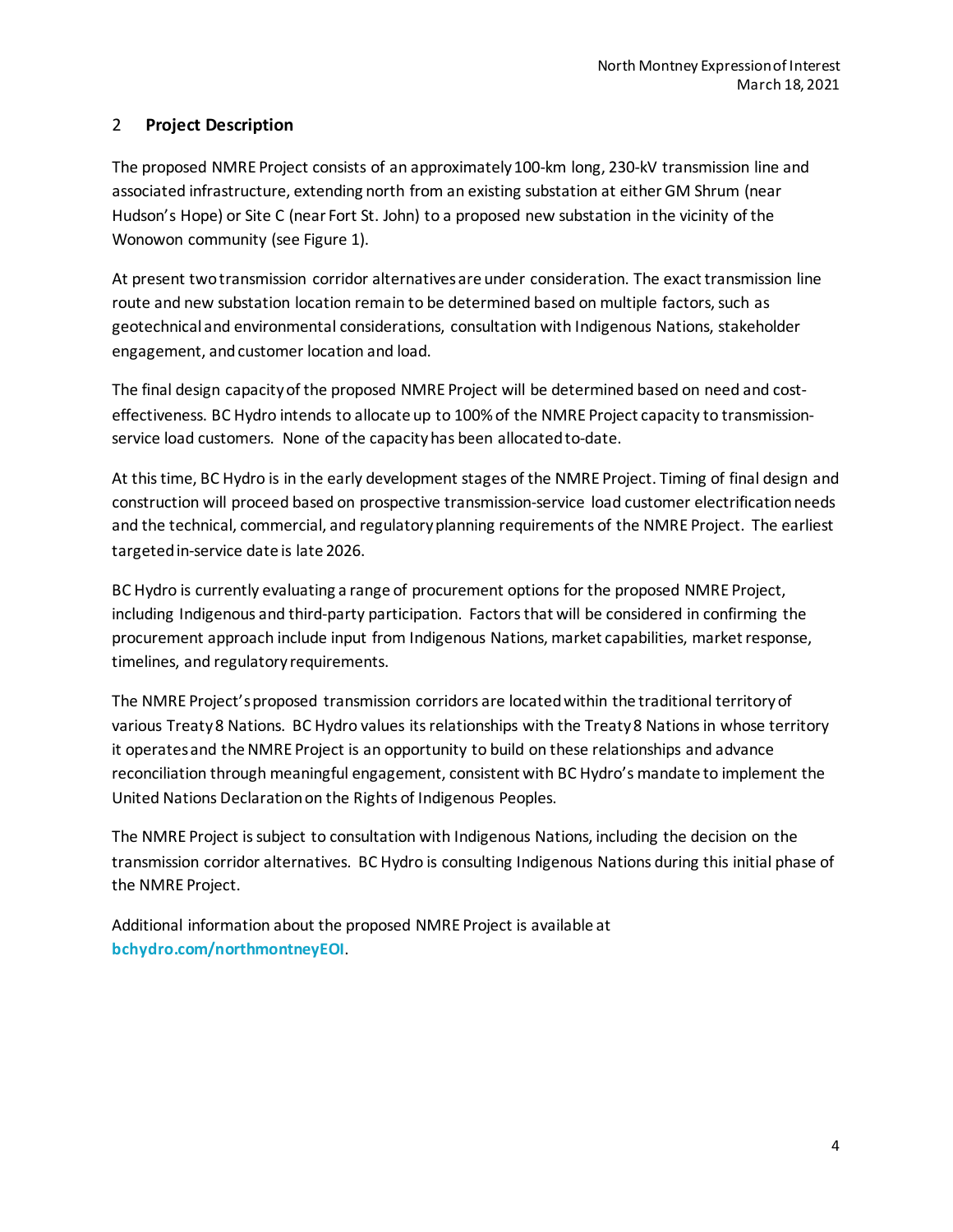## 2 **Project Description**

The proposed NMRE Project consists of an approximately 100-km long, 230-kV transmission line and associated infrastructure, extending north from an existing substation at either GM Shrum (near Hudson's Hope) or Site C (near Fort St. John) to a proposed new substation in the vicinity of the Wonowon community (see Figure 1).

At present two transmission corridor alternatives are under consideration. The exact transmission line route and new substation location remain to be determined based on multiple factors, such as geotechnical and environmental considerations, consultation with Indigenous Nations, stakeholder engagement, and customer location and load.

The final design capacity of the proposed NMRE Project will be determined based on need and cost-effectiveness. BC Hydro intends to allocate up to 100% of the NMRE Project capacity to transmission-service load customers. None of the capacity has been allocated to-date.

At this time, BC Hydro is in the early development stages of the NMRE Project. Timing of final design and construction will proceed based on prospective transmission-service load customer electrification needs and the technical, commercial, and regulatory planning requirements of the NMRE Project. The earliest targeted in-service date is late 2026.

BC Hydro is currently evaluating a range of procurement options for the proposed NMRE Project, including Indigenous and third-party participation. Factors that will be considered in confirming the procurement approach include input from Indigenous Nations, market capabilities, market response, timelines, and regulatory requirements.

The NMRE Project's proposed transmission corridors are located within the traditional territory of various Treaty 8 Nations. BC Hydro values its relationships with the Treaty 8 Nations in whose territory it operates and the NMRE Project is an opportunity to build on these relationships and advance reconciliation through meaningful engagement, consistent with BC Hydro's mandate to implement the United Nations Declaration on the Rights of Indigenous Peoples.

The NMRE Project is subject to consultation with Indigenous Nations, including the decision on the transmission corridor alternatives. BC Hydro is consulting Indigenous Nations during this initial phase of the NMRE Project.

Additional information about the proposed NMRE Project is available at **bchydro.com/northmontneyEOI**.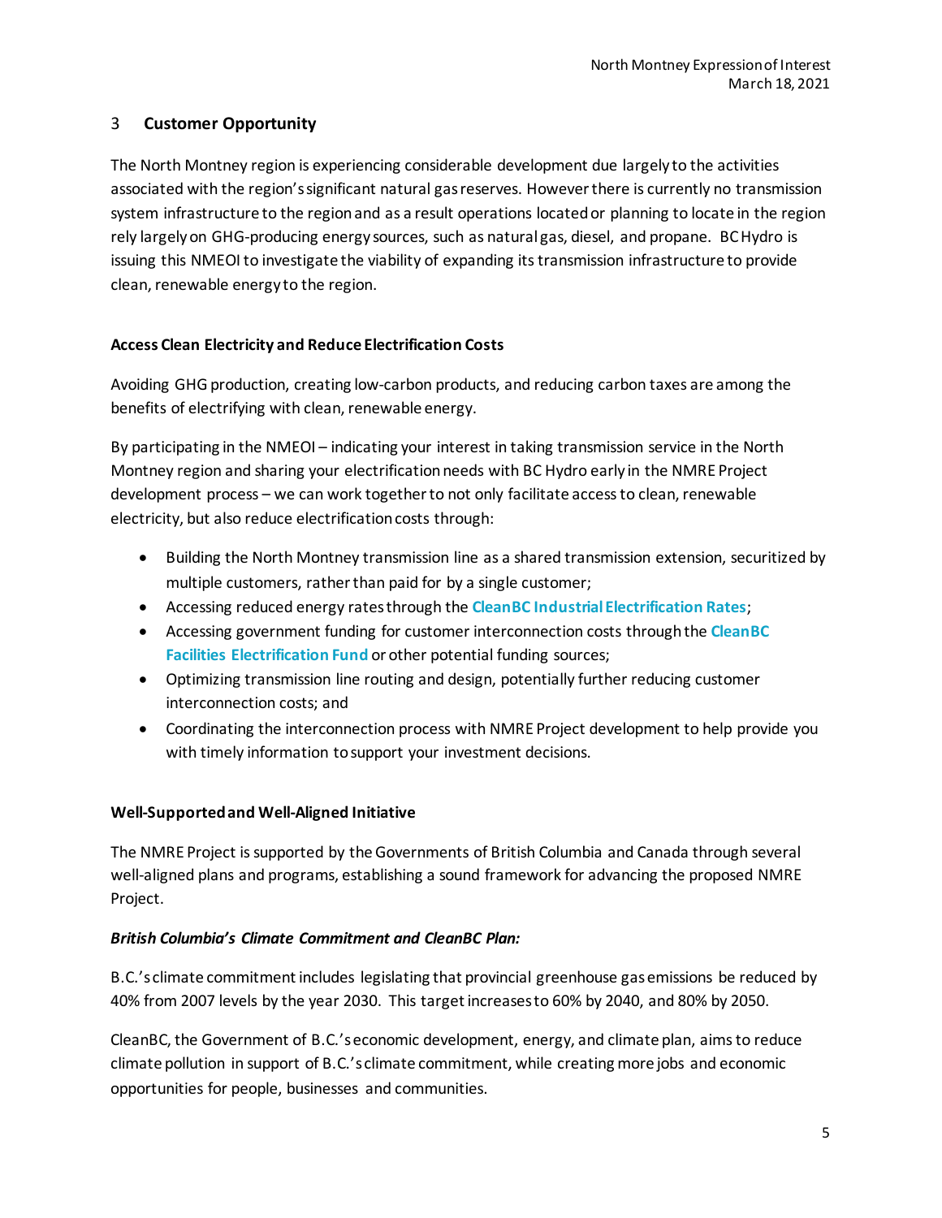## 3 Customer Opportunity

The North Montney region is experiencing considerable development due largely to the activities associated with the region's significant natural gas reserves. However there is currently no transmission system infrastructure to the region and as a result operations located or planning to locate in the region rely largely on GHG-producing energy sources, such as natural gas, diesel, and propane. BC Hydro is issuing this NMEOI to investigate the viability of expanding its transmission infrastructure to provide clean, renewable energy to the region.

### Access Clean Electricity and Reduce Electrification Costs

Avoiding GHG production, creating low-carbon products, and reducing carbon taxes are among the benefits of electrifying with clean, renewable energy.

By participating in the NMEOI – indicating your interest in taking transmission service in the North Montney region and sharing your electrification needs with BC Hydro early in the NMRE Project development process – we can work together to not only facilitate access to clean, renewable electricity, but also reduce electrification costs through:

- Building the North Montney transmission line as a shared transmission extension, securitized by multiple customers, rather than paid for by a single customer;
- Accessing reduced energy rates through the **CleanBC Industrial Electrification Rates**;
- Accessing government funding for customer interconnection costs through the **CleanBC Facilities Electrification Fund** or other potential funding sources;
- Optimizing transmission line routing and design, potentially further reducing customer interconnection costs; and
- Coordinating the interconnection process with NMRE Project development to help provide you with timely information to support your investment decisions.

### Well-Supported and Well-Aligned Initiative

The NMRE Project is supported by the Governments of British Columbia and Canada through several well-aligned plans and programs, establishing a sound framework for advancing the proposed NMRE Project.

***British Columbia's Climate Commitment and CleanBC Plan:***

B.C.'s climate commitment includes legislating that provincial greenhouse gas emissions be reduced by 40% from 2007 levels by the year 2030. This target increases to 60% by 2040, and 80% by 2050.

CleanBC, the Government of B.C.'s economic development, energy, and climate plan, aims to reduce climate pollution in support of B.C.'s climate commitment, while creating more jobs and economic opportunities for people, businesses and communities.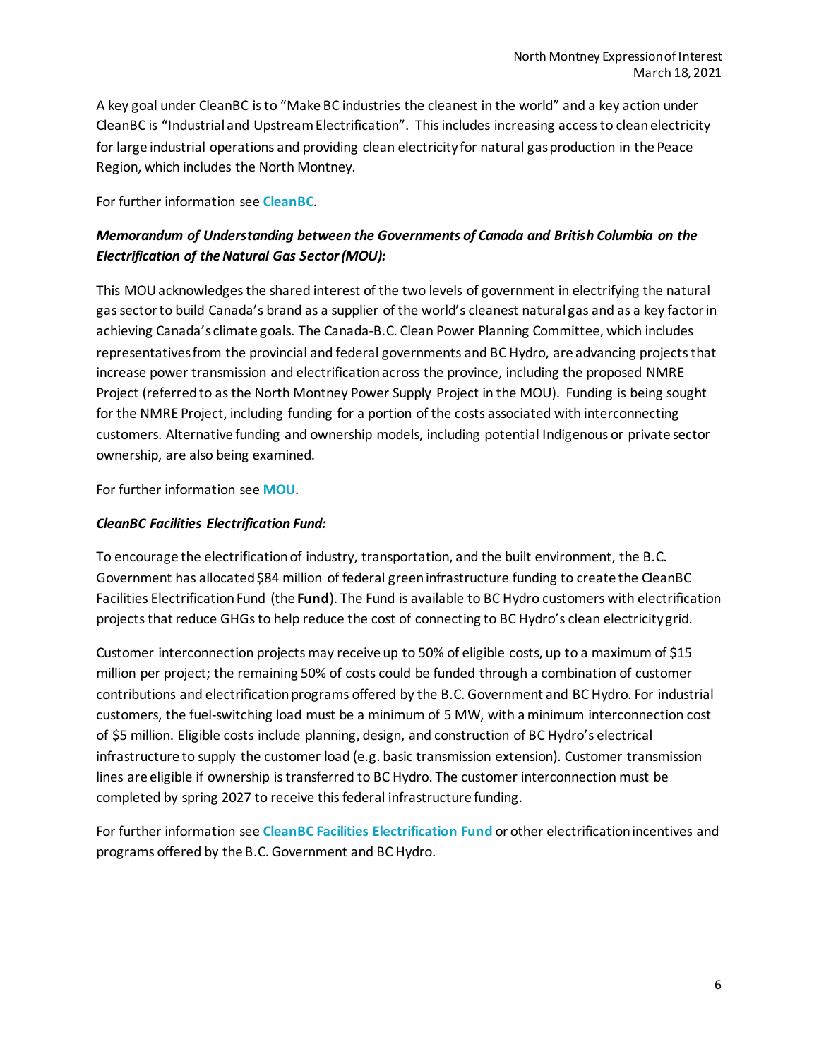A key goal under CleanBC is to "Make BC industries the cleanest in the world" and a key action under CleanBC is "Industrial and Upstream Electrification". This includes increasing access to clean electricity for large industrial operations and providing clean electricity for natural gas production in the Peace Region, which includes the North Montney.

For further information see **CleanBC**.

***Memorandum of Understanding between the Governments of Canada and British Columbia on the Electrification of the Natural Gas Sector (MOU):***

This MOU acknowledges the shared interest of the two levels of government in electrifying the natural gas sector to build Canada's brand as a supplier of the world's cleanest natural gas and as a key factor in achieving Canada's climate goals. The Canada-B.C. Clean Power Planning Committee, which includes representatives from the provincial and federal governments and BC Hydro, are advancing projects that increase power transmission and electrification across the province, including the proposed NMRE Project (referred to as the North Montney Power Supply Project in the MOU). Funding is being sought for the NMRE Project, including funding for a portion of the costs associated with interconnecting customers. Alternative funding and ownership models, including potential Indigenous or private sector ownership, are also being examined.

For further information see **MOU**.

***CleanBC Facilities Electrification Fund:***

To encourage the electrification of industry, transportation, and the built environment, the B.C. Government has allocated $84 million of federal green infrastructure funding to create the CleanBC Facilities Electrification Fund (the **Fund**). The Fund is available to BC Hydro customers with electrification projects that reduce GHGs to help reduce the cost of connecting to BC Hydro's clean electricity grid.

Customer interconnection projects may receive up to 50% of eligible costs, up to a maximum of $15 million per project; the remaining 50% of costs could be funded through a combination of customer contributions and electrification programs offered by the B.C. Government and BC Hydro. For industrial customers, the fuel-switching load must be a minimum of 5 MW, with a minimum interconnection cost of $5 million. Eligible costs include planning, design, and construction of BC Hydro's electrical infrastructure to supply the customer load (e.g. basic transmission extension). Customer transmission lines are eligible if ownership is transferred to BC Hydro. The customer interconnection must be completed by spring 2027 to receive this federal infrastructure funding.

For further information see **CleanBC Facilities Electrification Fund** or other electrification incentives and programs offered by the B.C. Government and BC Hydro.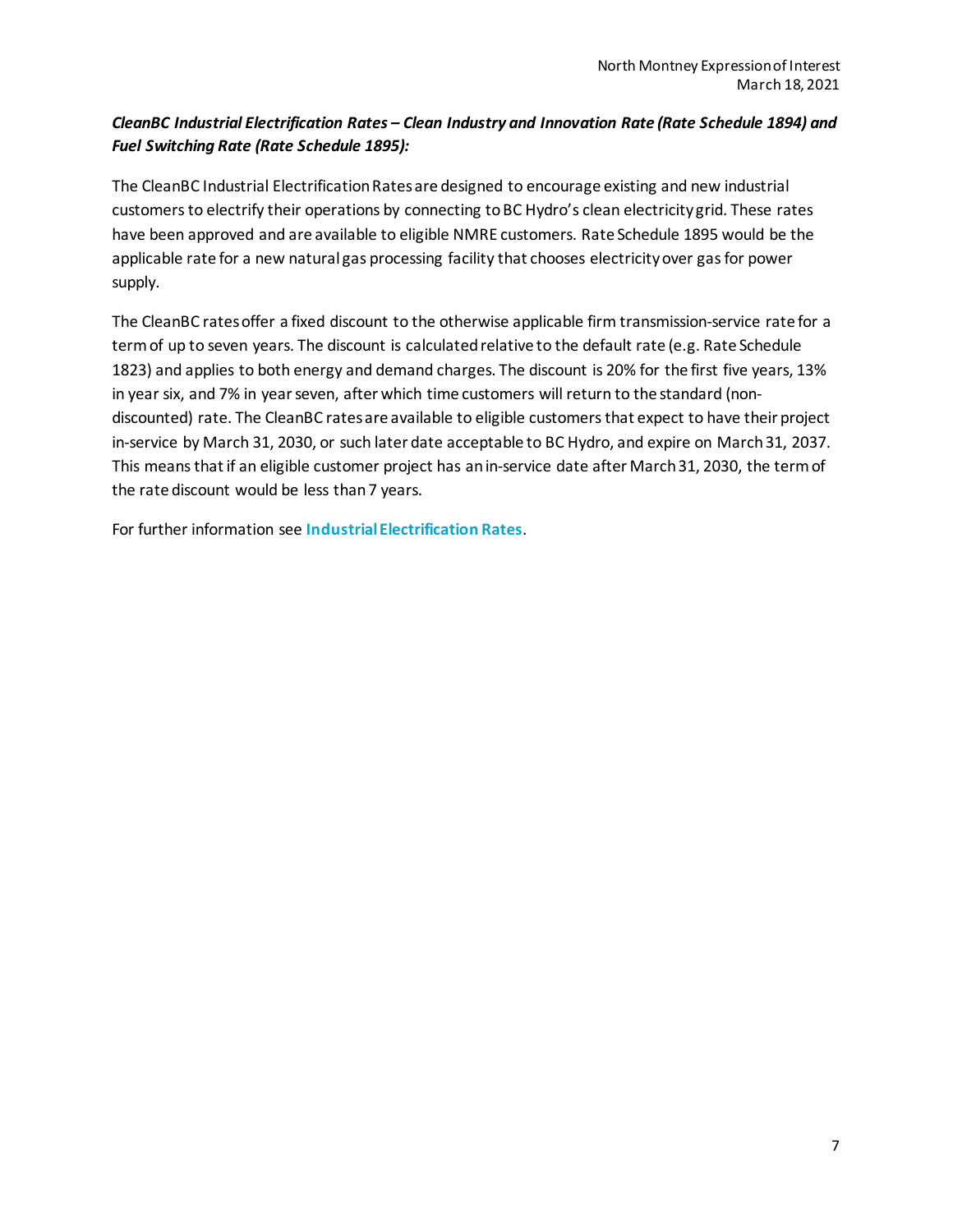***CleanBC Industrial Electrification Rates – Clean Industry and Innovation Rate (Rate Schedule 1894) and Fuel Switching Rate (Rate Schedule 1895):***

The CleanBC Industrial Electrification Rates are designed to encourage existing and new industrial customers to electrify their operations by connecting to BC Hydro's clean electricity grid. These rates have been approved and are available to eligible NMRE customers. Rate Schedule 1895 would be the applicable rate for a new natural gas processing facility that chooses electricity over gas for power supply.

The CleanBC rates offer a fixed discount to the otherwise applicable firm transmission-service rate for a term of up to seven years. The discount is calculated relative to the default rate (e.g. Rate Schedule 1823) and applies to both energy and demand charges. The discount is 20% for the first five years, 13% in year six, and 7% in year seven, after which time customers will return to the standard (non-discounted) rate. The CleanBC rates are available to eligible customers that expect to have their project in-service by March 31, 2030, or such later date acceptable to BC Hydro, and expire on March 31, 2037. This means that if an eligible customer project has an in-service date after March 31, 2030, the term of the rate discount would be less than 7 years.

For further information see **Industrial Electrification Rates**.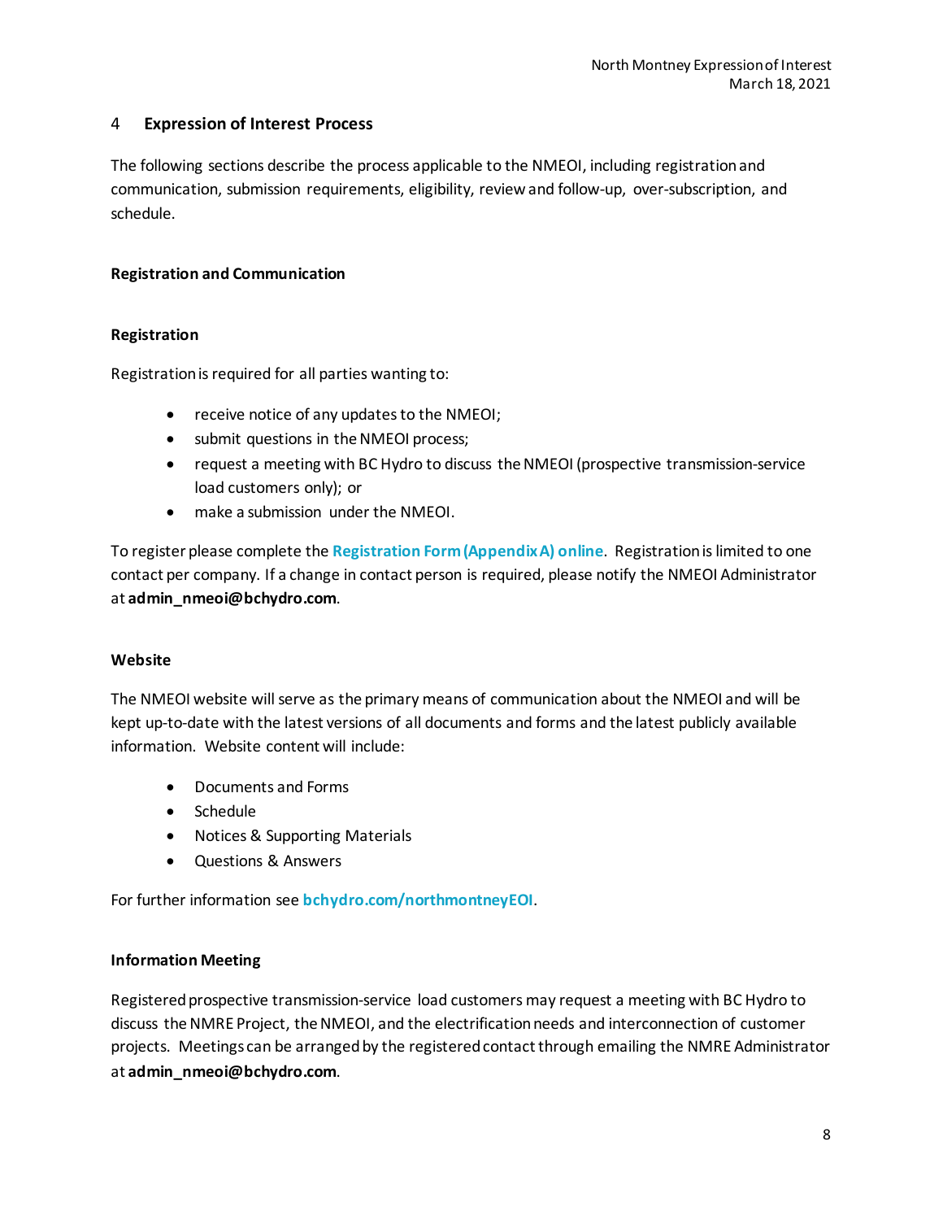# 4 Expression of Interest Process

The following sections describe the process applicable to the NMEOI, including registration and communication, submission requirements, eligibility, review and follow-up, over-subscription, and schedule.

## Registration and Communication

### Registration

Registration is required for all parties wanting to:

- receive notice of any updates to the NMEOI;
- submit questions in the NMEOI process;
- request a meeting with BC Hydro to discuss the NMEOI (prospective transmission-service load customers only); or
- make a submission under the NMEOI.

To register please complete the **Registration Form (Appendix A) online**. Registration is limited to one contact per company. If a change in contact person is required, please notify the NMEOI Administrator at **admin_nmeoi@bchydro.com**.

### Website

The NMEOI website will serve as the primary means of communication about the NMEOI and will be kept up-to-date with the latest versions of all documents and forms and the latest publicly available information. Website content will include:

- Documents and Forms
- Schedule
- Notices & Supporting Materials
- Questions & Answers

For further information see **bchydro.com/northmontneyEOI**.

### Information Meeting

Registered prospective transmission-service load customers may request a meeting with BC Hydro to discuss the NMRE Project, the NMEOI, and the electrification needs and interconnection of customer projects. Meetings can be arranged by the registered contact through emailing the NMRE Administrator at **admin_nmeoi@bchydro.com**.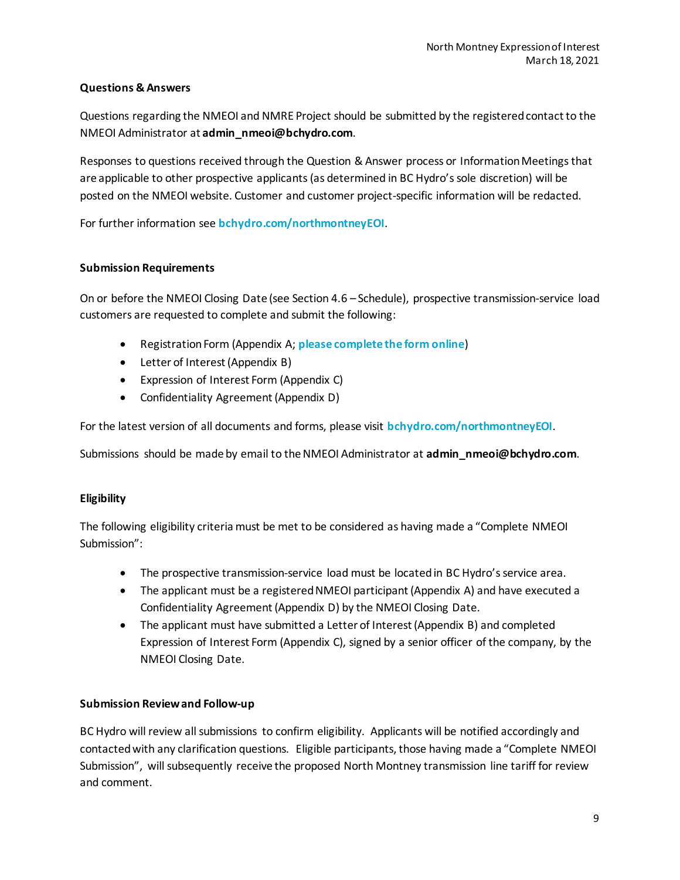**Questions & Answers**

Questions regarding the NMEOI and NMRE Project should be submitted by the registered contact to the NMEOI Administrator at **admin_nmeoi@bchydro.com**.

Responses to questions received through the Question & Answer process or Information Meetings that are applicable to other prospective applicants (as determined in BC Hydro's sole discretion) will be posted on the NMEOI website. Customer and customer project-specific information will be redacted.

For further information see **bchydro.com/northmontneyEOI**.

**Submission Requirements**

On or before the NMEOI Closing Date (see Section 4.6 – Schedule), prospective transmission-service load customers are requested to complete and submit the following:

- Registration Form (Appendix A; **please complete the form online**)
- Letter of Interest (Appendix B)
- Expression of Interest Form (Appendix C)
- Confidentiality Agreement (Appendix D)

For the latest version of all documents and forms, please visit **bchydro.com/northmontneyEOI**.

Submissions should be made by email to the NMEOI Administrator at **admin_nmeoi@bchydro.com**.

**Eligibility**

The following eligibility criteria must be met to be considered as having made a "Complete NMEOI Submission":

- The prospective transmission-service load must be located in BC Hydro's service area.
- The applicant must be a registered NMEOI participant (Appendix A) and have executed a Confidentiality Agreement (Appendix D) by the NMEOI Closing Date.
- The applicant must have submitted a Letter of Interest (Appendix B) and completed Expression of Interest Form (Appendix C), signed by a senior officer of the company, by the NMEOI Closing Date.

**Submission Review and Follow-up**

BC Hydro will review all submissions to confirm eligibility. Applicants will be notified accordingly and contacted with any clarification questions. Eligible participants, those having made a "Complete NMEOI Submission", will subsequently receive the proposed North Montney transmission line tariff for review and comment.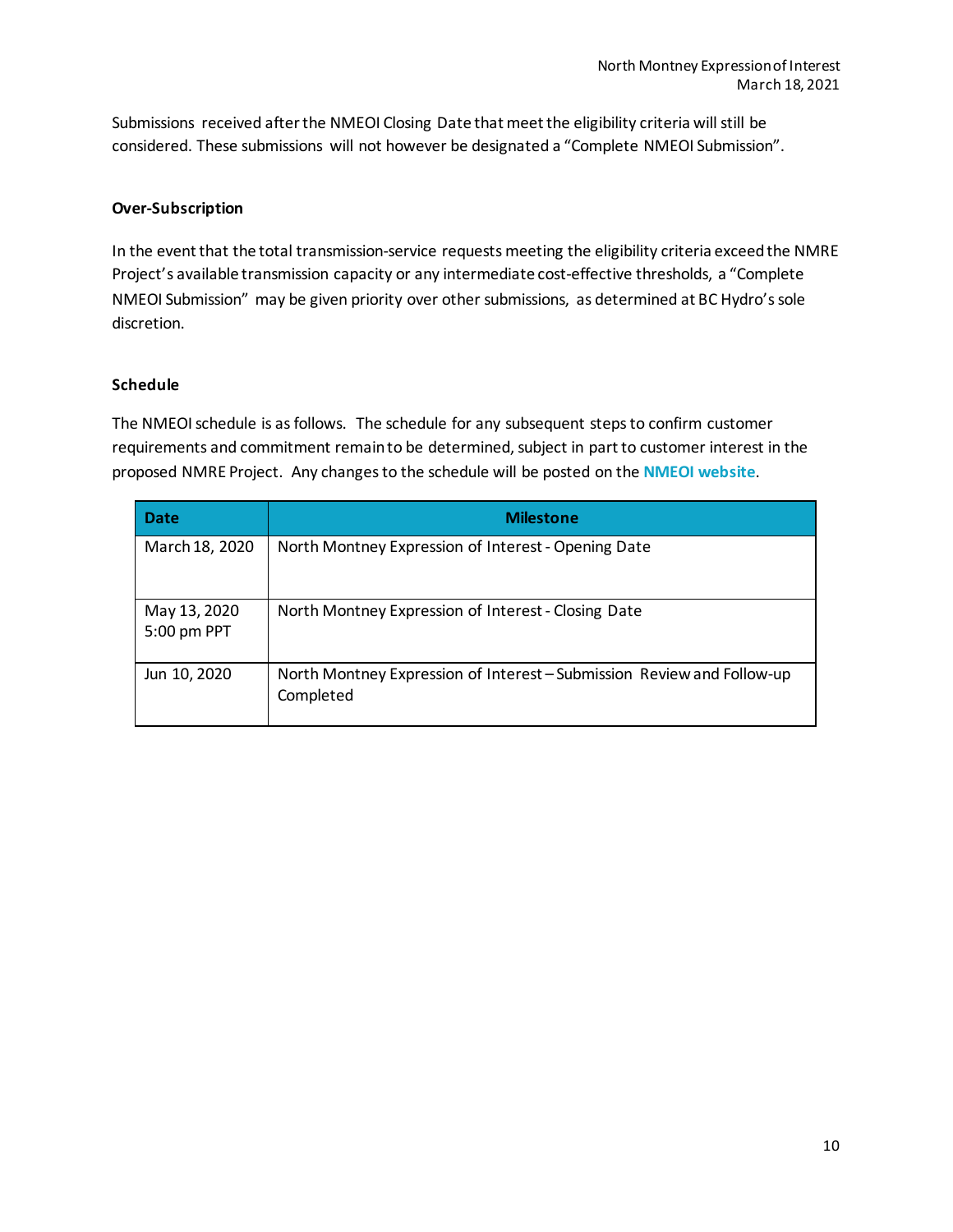Submissions received after the NMEOI Closing Date that meet the eligibility criteria will still be considered. These submissions will not however be designated a "Complete NMEOI Submission".

### Over-Subscription

In the event that the total transmission-service requests meeting the eligibility criteria exceed the NMRE Project's available transmission capacity or any intermediate cost-effective thresholds, a "Complete NMEOI Submission" may be given priority over other submissions, as determined at BC Hydro's sole discretion.

### Schedule

The NMEOI schedule is as follows. The schedule for any subsequent steps to confirm customer requirements and commitment remain to be determined, subject in part to customer interest in the proposed NMRE Project. Any changes to the schedule will be posted on the **NMEOI website**.

| Date | Milestone |
|---|---|
| March 18, 2020 | North Montney Expression of Interest - Opening Date |
| May 13, 2020 5:00 pm PPT | North Montney Expression of Interest - Closing Date |
| Jun 10, 2020 | North Montney Expression of Interest – Submission Review and Follow-up Completed |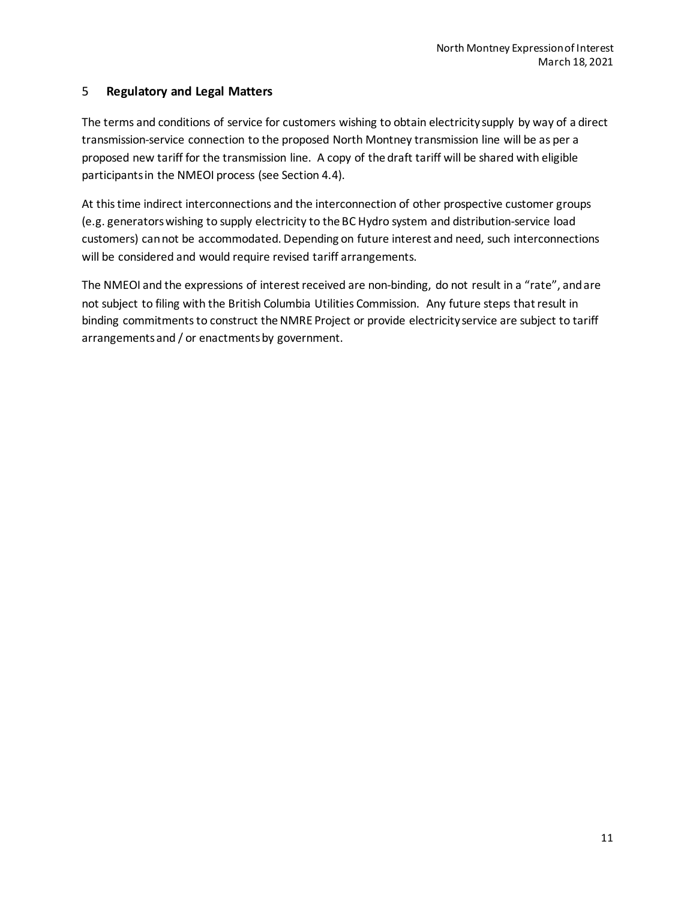## 5 **Regulatory and Legal Matters**

The terms and conditions of service for customers wishing to obtain electricity supply by way of a direct transmission-service connection to the proposed North Montney transmission line will be as per a proposed new tariff for the transmission line. A copy of the draft tariff will be shared with eligible participants in the NMEOI process (see Section 4.4).

At this time indirect interconnections and the interconnection of other prospective customer groups (e.g. generators wishing to supply electricity to the BC Hydro system and distribution-service load customers) can not be accommodated. Depending on future interest and need, such interconnections will be considered and would require revised tariff arrangements.

The NMEOI and the expressions of interest received are non-binding, do not result in a "rate", and are not subject to filing with the British Columbia Utilities Commission. Any future steps that result in binding commitments to construct the NMRE Project or provide electricity service are subject to tariff arrangements and / or enactments by government.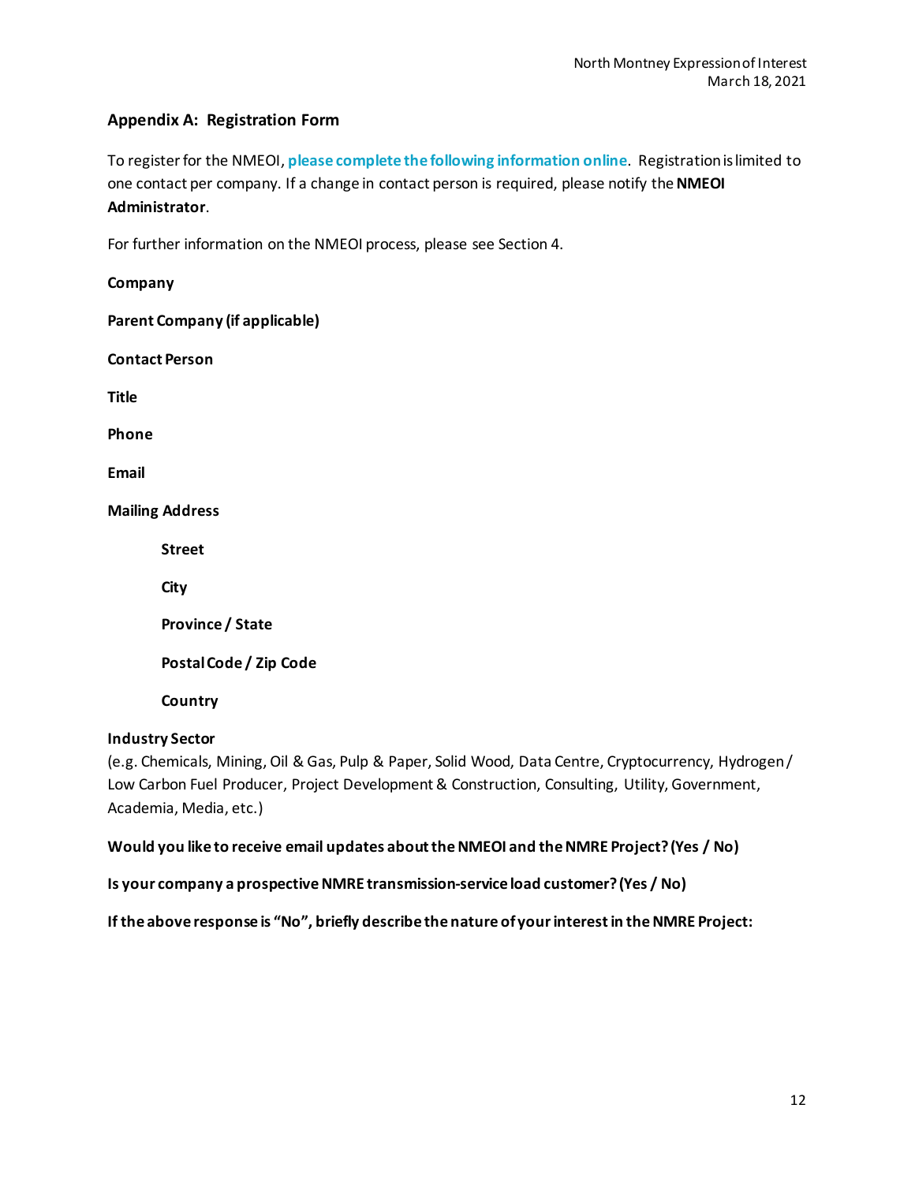## Appendix A: Registration Form

To register for the NMEOI, **please complete the following information online**. Registration is limited to one contact per company. If a change in contact person is required, please notify the **NMEOI Administrator**.

For further information on the NMEOI process, please see Section 4.

**Company**

**Parent Company (if applicable)**

**Contact Person**

**Title**

**Phone**

**Email**

**Mailing Address**

- **Street**
- **City**
- **Province / State**
- **Postal Code / Zip Code**
- **Country**

**Industry Sector**
(e.g. Chemicals, Mining, Oil & Gas, Pulp & Paper, Solid Wood, Data Centre, Cryptocurrency, Hydrogen / Low Carbon Fuel Producer, Project Development & Construction, Consulting, Utility, Government, Academia, Media, etc.)

**Would you like to receive email updates about the NMEOI and the NMRE Project? (Yes / No)**

**Is your company a prospective NMRE transmission-service load customer? (Yes / No)**

**If the above response is "No", briefly describe the nature of your interest in the NMRE Project:**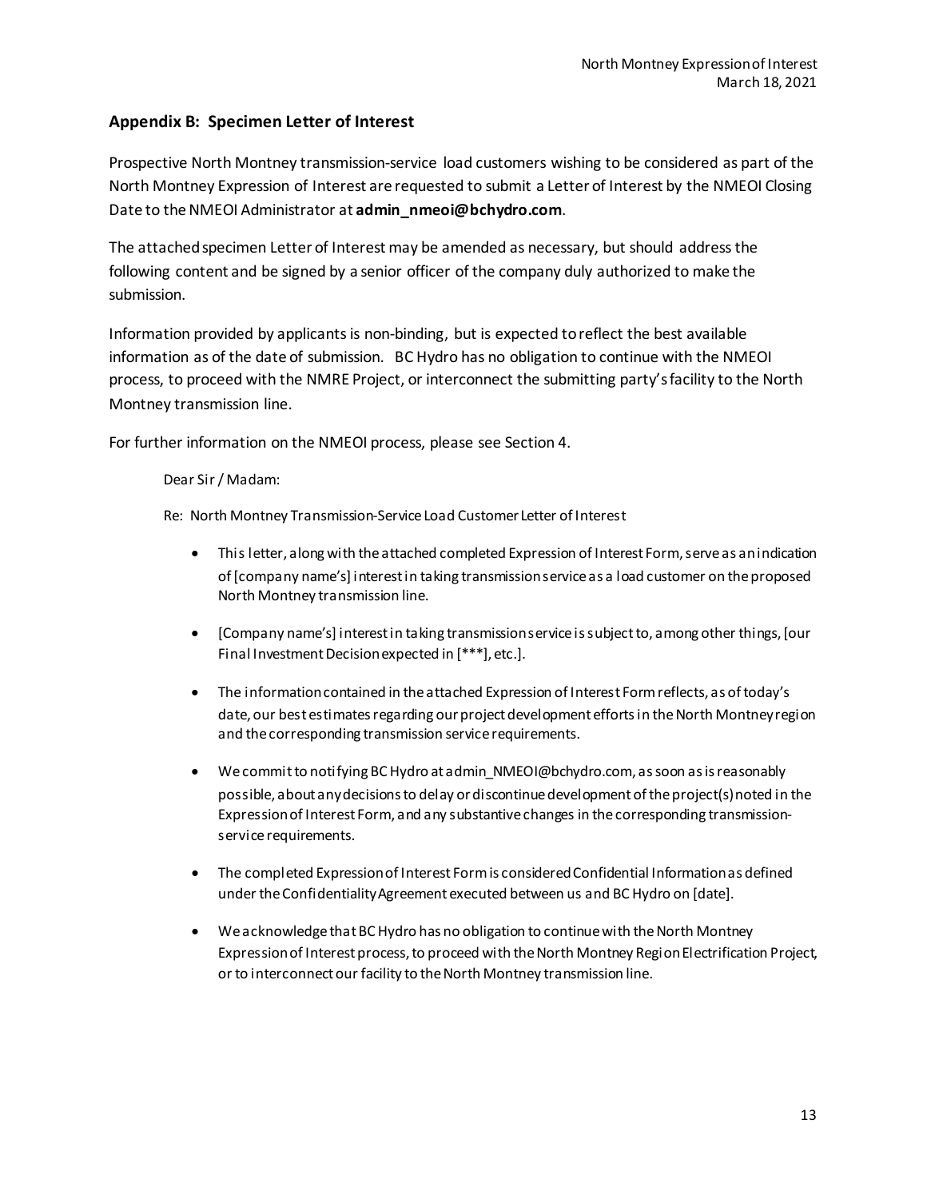## Appendix B: Specimen Letter of Interest

Prospective North Montney transmission-service load customers wishing to be considered as part of the North Montney Expression of Interest are requested to submit a Letter of Interest by the NMEOI Closing Date to the NMEOI Administrator at **admin_nmeoi@bchydro.com**.

The attached specimen Letter of Interest may be amended as necessary, but should address the following content and be signed by a senior officer of the company duly authorized to make the submission.

Information provided by applicants is non-binding, but is expected to reflect the best available information as of the date of submission. BC Hydro has no obligation to continue with the NMEOI process, to proceed with the NMRE Project, or interconnect the submitting party's facility to the North Montney transmission line.

For further information on the NMEOI process, please see Section 4.

> Dear Sir / Madam:
>
> Re: North Montney Transmission-Service Load Customer Letter of Interest
>
> - This letter, along with the attached completed Expression of Interest Form, serve as an indication of [company name's] interest in taking transmission service as a load customer on the proposed North Montney transmission line.
> - [Company name's] interest in taking transmission service is subject to, among other things, [our Final Investment Decision expected in [***], etc.].
> - The information contained in the attached Expression of Interest Form reflects, as of today's date, our best estimates regarding our project development efforts in the North Montney region and the corresponding transmission service requirements.
> - We commit to notifying BC Hydro at admin_NMEOI@bchydro.com, as soon as is reasonably possible, about any decisions to delay or discontinue development of the project(s) noted in the Expression of Interest Form, and any substantive changes in the corresponding transmission-service requirements.
> - The completed Expression of Interest Form is considered Confidential Information as defined under the Confidentiality Agreement executed between us and BC Hydro on [date].
> - We acknowledge that BC Hydro has no obligation to continue with the North Montney Expression of Interest process, to proceed with the North Montney Region Electrification Project, or to interconnect our facility to the North Montney transmission line.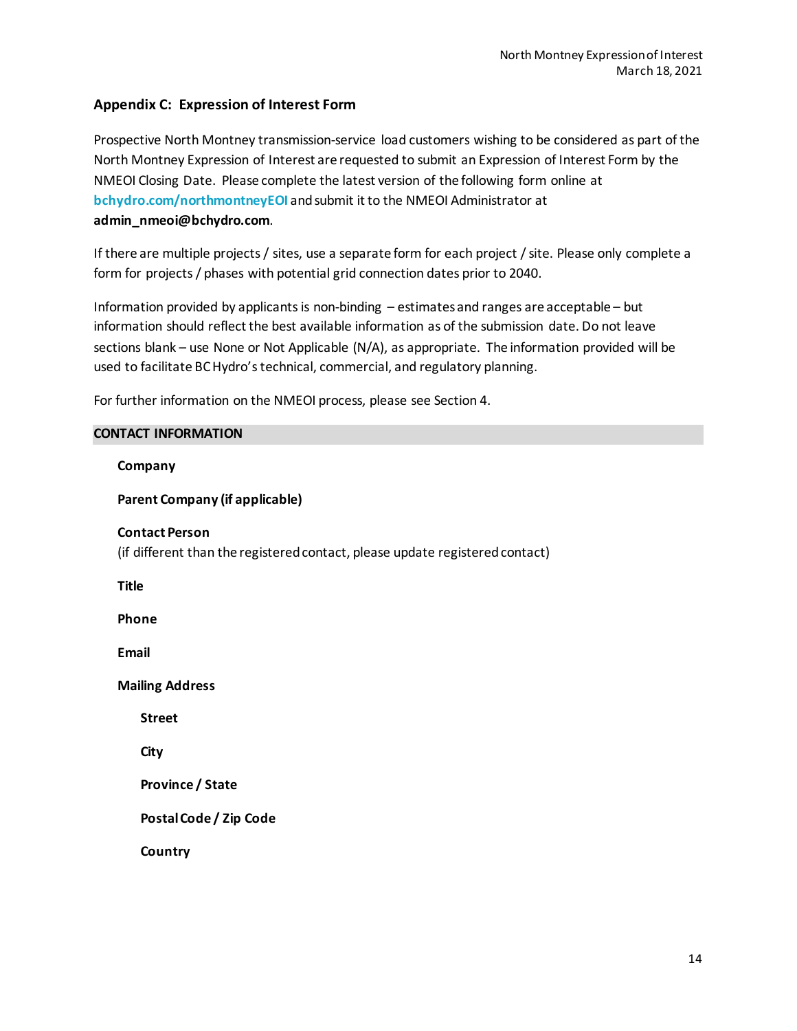## Appendix C: Expression of Interest Form

Prospective North Montney transmission-service load customers wishing to be considered as part of the North Montney Expression of Interest are requested to submit an Expression of Interest Form by the NMEOI Closing Date. Please complete the latest version of the following form online at **bchydro.com/northmontneyEOI** and submit it to the NMEOI Administrator at **admin_nmeoi@bchydro.com**.

If there are multiple projects / sites, use a separate form for each project / site. Please only complete a form for projects / phases with potential grid connection dates prior to 2040.

Information provided by applicants is non-binding – estimates and ranges are acceptable – but information should reflect the best available information as of the submission date. Do not leave sections blank – use None or Not Applicable (N/A), as appropriate. The information provided will be used to facilitate BC Hydro's technical, commercial, and regulatory planning.

For further information on the NMEOI process, please see Section 4.

### CONTACT INFORMATION

**Company**

**Parent Company (if applicable)**

**Contact Person**
(if different than the registered contact, please update registered contact)

**Title**

**Phone**

**Email**

**Mailing Address**

- **Street**
- **City**
- **Province / State**
- **Postal Code / Zip Code**
- **Country**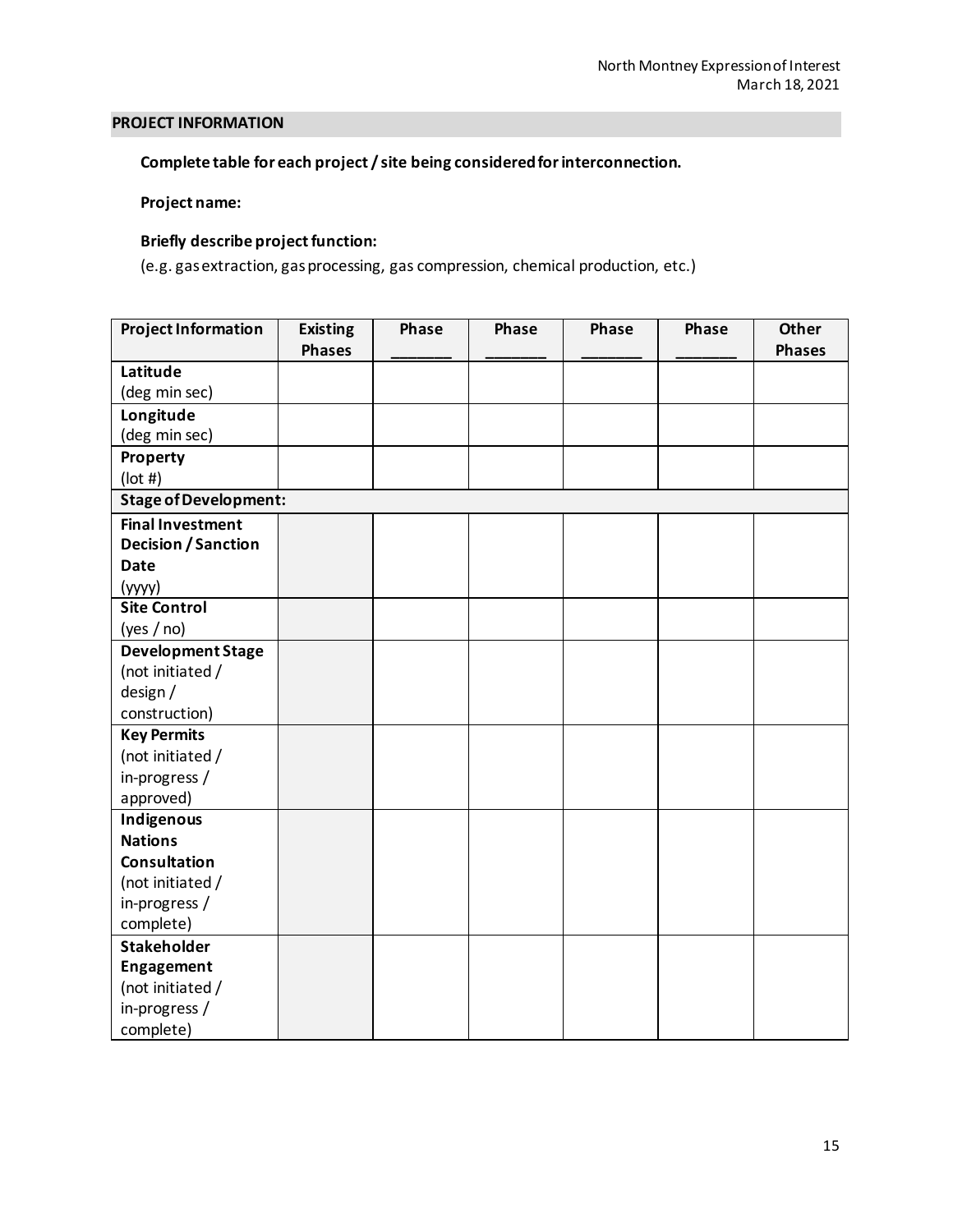## PROJECT INFORMATION

**Complete table for each project / site being considered for interconnection.**

**Project name:**

**Briefly describe project function:**
(e.g. gas extraction, gas processing, gas compression, chemical production, etc.)

| Project Information | Existing Phases | Phase _______ | Phase _______ | Phase _______ | Phase _______ | Other Phases |
|---|---|---|---|---|---|---|
| **Latitude** (deg min sec) | | | | | | |
| **Longitude** (deg min sec) | | | | | | |
| **Property** (lot #) | | | | | | |
| **Stage of Development:** | | | | | | |
| **Final Investment Decision / Sanction Date** (yyyy) | | | | | | |
| **Site Control** (yes / no) | | | | | | |
| **Development Stage** (not initiated / design / construction) | | | | | | |
| **Key Permits** (not initiated / in-progress / approved) | | | | | | |
| **Indigenous Nations Consultation** (not initiated / in-progress / complete) | | | | | | |
| **Stakeholder Engagement** (not initiated / in-progress / complete) | | | | | | |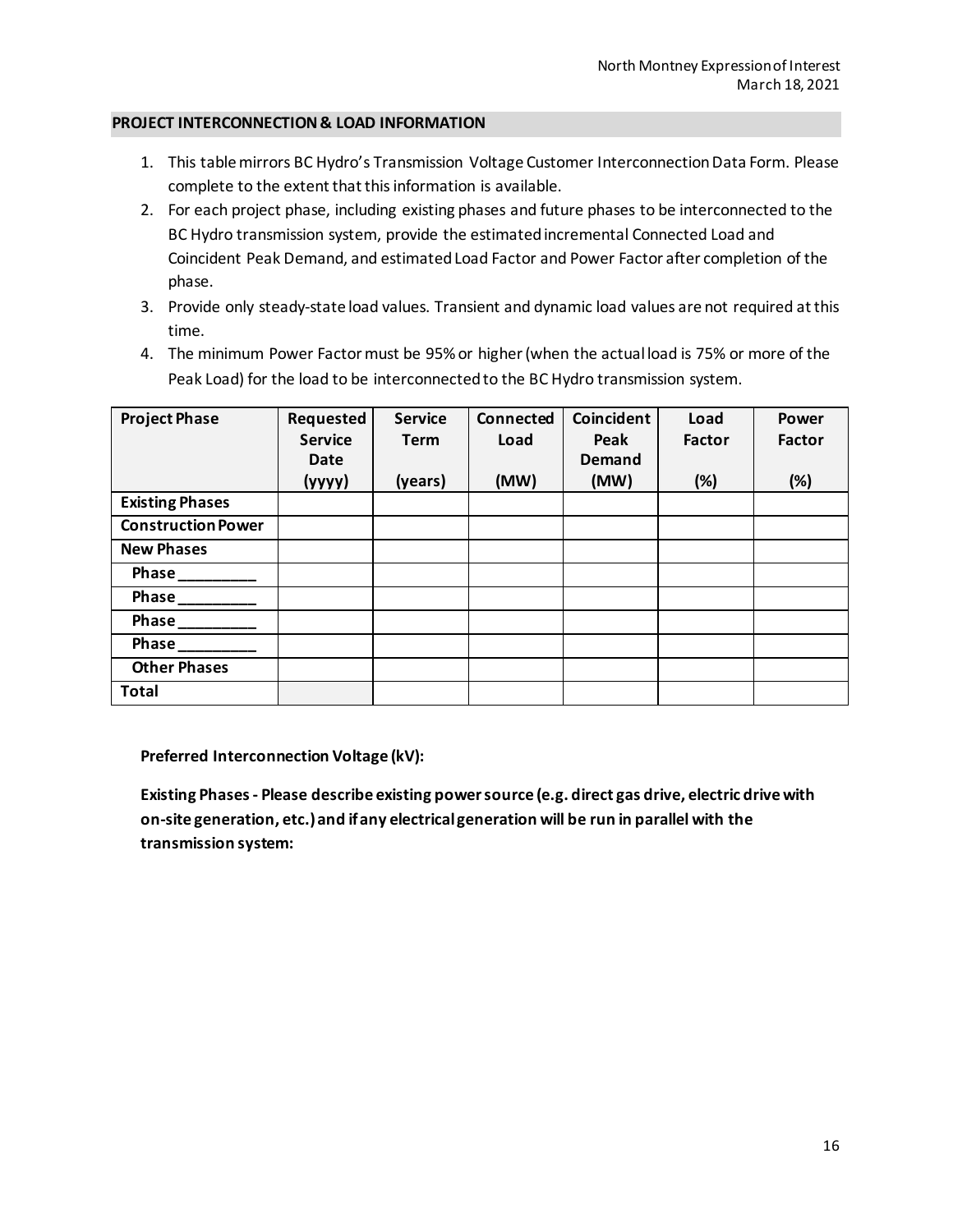## PROJECT INTERCONNECTION & LOAD INFORMATION

1. This table mirrors BC Hydro's Transmission Voltage Customer Interconnection Data Form. Please complete to the extent that this information is available.
2. For each project phase, including existing phases and future phases to be interconnected to the BC Hydro transmission system, provide the estimated incremental Connected Load and Coincident Peak Demand, and estimated Load Factor and Power Factor after completion of the phase.
3. Provide only steady-state load values. Transient and dynamic load values are not required at this time.
4. The minimum Power Factor must be 95% or higher (when the actual load is 75% or more of the Peak Load) for the load to be interconnected to the BC Hydro transmission system.

| Project Phase | Requested Service Date (yyyy) | Service Term (years) | Connected Load (MW) | Coincident Peak Demand (MW) | Load Factor (%) | Power Factor (%) |
|---|---|---|---|---|---|---|
| **Existing Phases** | | | | | | |
| **Construction Power** | | | | | | |
| **New Phases** | | | | | | |
| **Phase _________** | | | | | | |
| **Phase _________** | | | | | | |
| **Phase _________** | | | | | | |
| **Phase _________** | | | | | | |
| **Other Phases** | | | | | | |
| **Total** | | | | | | |

**Preferred Interconnection Voltage (kV):**

**Existing Phases - Please describe existing power source (e.g. direct gas drive, electric drive with on-site generation, etc.) and if any electrical generation will be run in parallel with the transmission system:**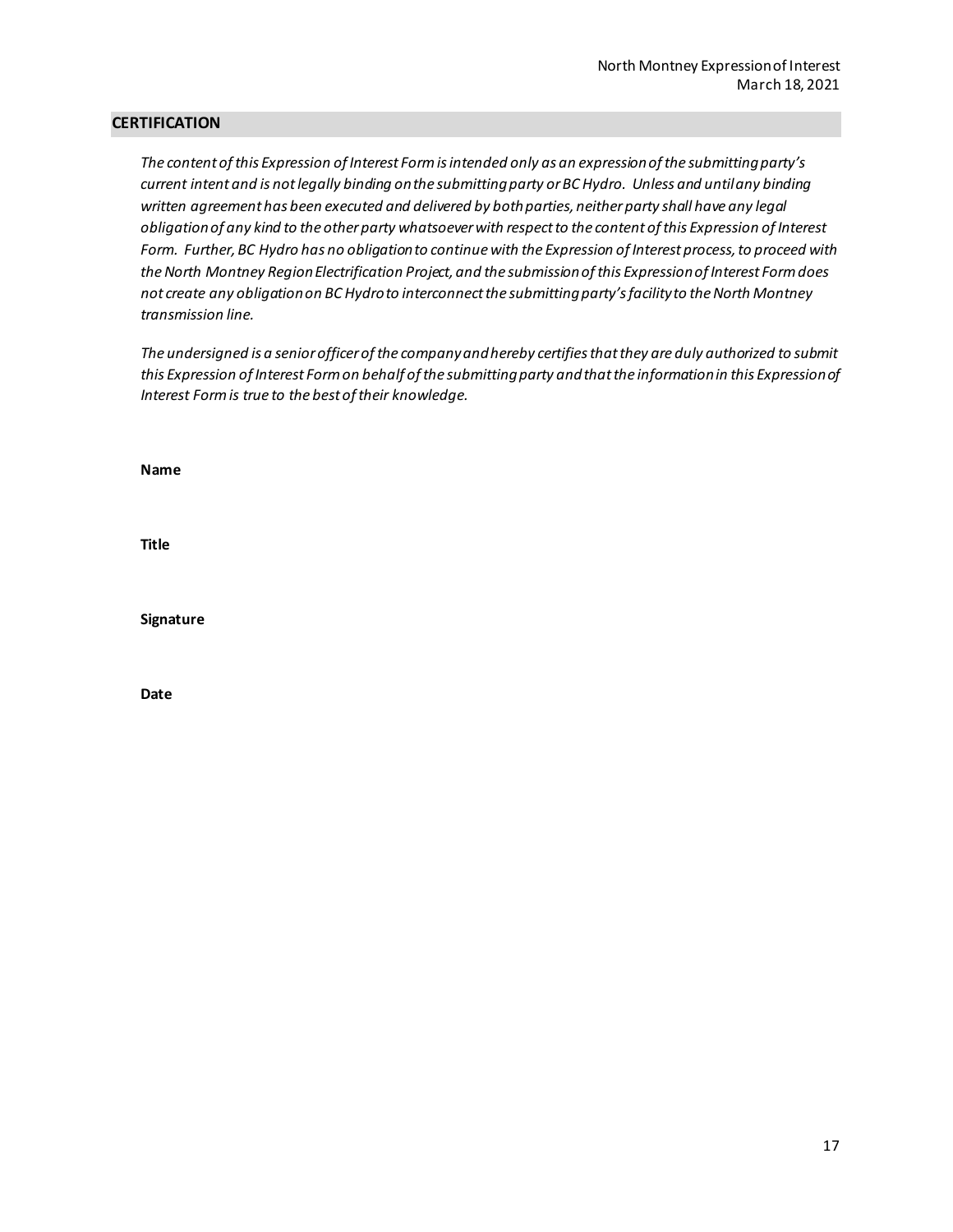## CERTIFICATION

*The content of this Expression of Interest Form is intended only as an expression of the submitting party's current intent and is not legally binding on the submitting party or BC Hydro. Unless and until any binding written agreement has been executed and delivered by both parties, neither party shall have any legal obligation of any kind to the other party whatsoever with respect to the content of this Expression of Interest Form. Further, BC Hydro has no obligation to continue with the Expression of Interest process, to proceed with the North Montney Region Electrification Project, and the submission of this Expression of Interest Form does not create any obligation on BC Hydro to interconnect the submitting party's facility to the North Montney transmission line.*

*The undersigned is a senior officer of the company and hereby certifies that they are duly authorized to submit this Expression of Interest Form on behalf of the submitting party and that the information in this Expression of Interest Form is true to the best of their knowledge.*

**Name**

**Title**

**Signature**

**Date**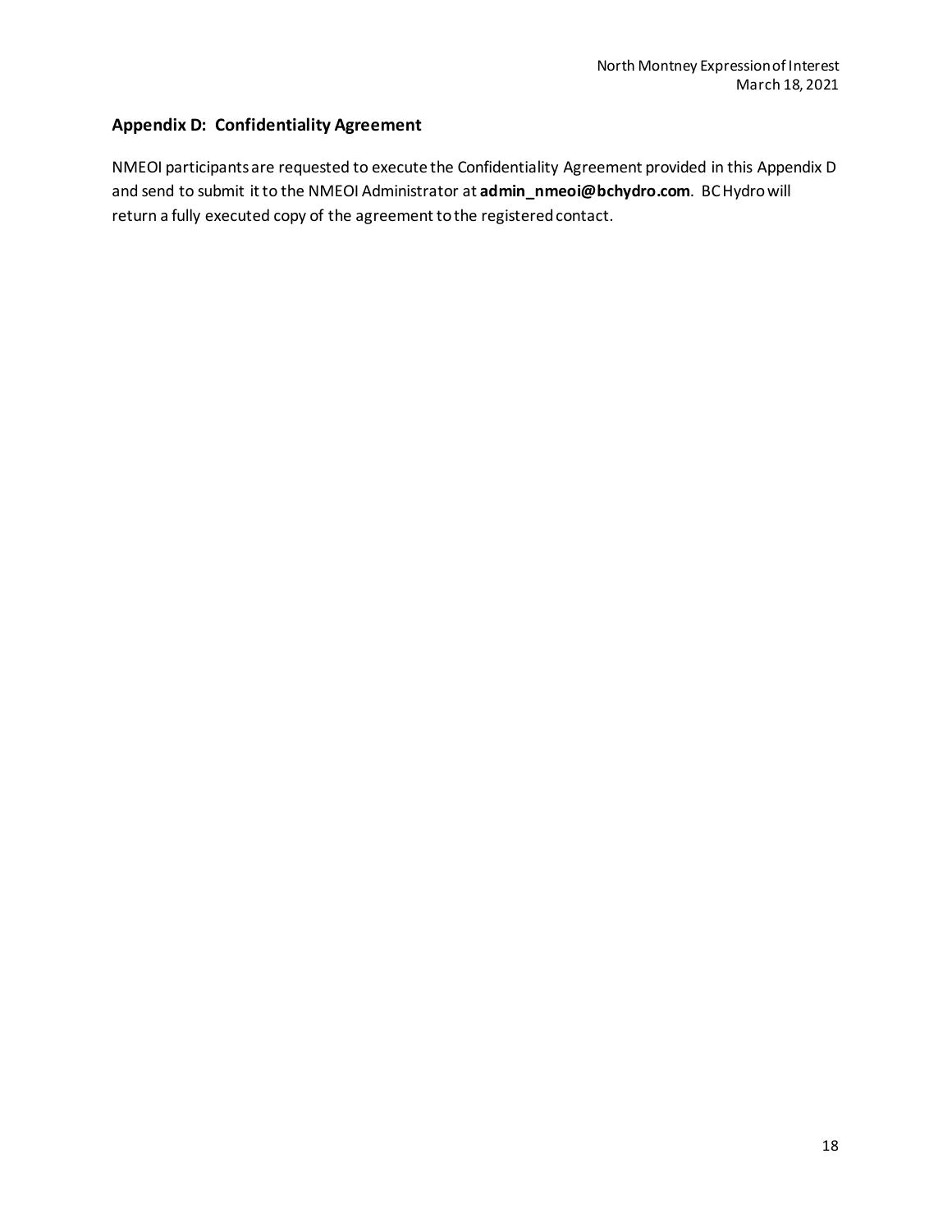## Appendix D: Confidentiality Agreement

NMEOI participants are requested to execute the Confidentiality Agreement provided in this Appendix D and send to submit it to the NMEOI Administrator at **admin_nmeoi@bchydro.com**. BC Hydro will return a fully executed copy of the agreement to the registered contact.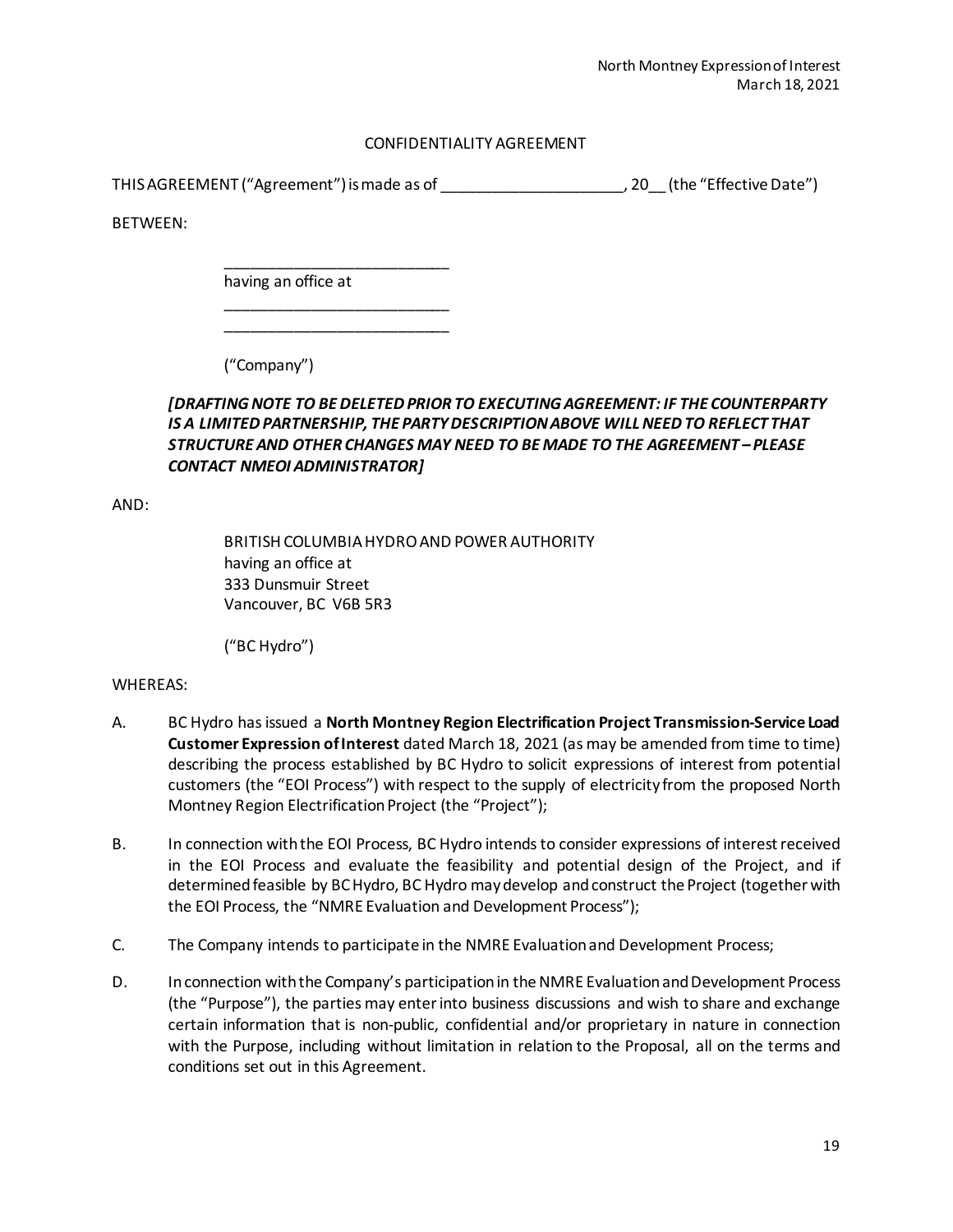CONFIDENTIALITY AGREEMENT

THIS AGREEMENT ("Agreement") is made as of ______________________, 20__ (the "Effective Date")

BETWEEN:

> ___________________________
> having an office at
> ___________________________
> ___________________________
>
> ("Company")

***[DRAFTING NOTE TO BE DELETED PRIOR TO EXECUTING AGREEMENT: IF THE COUNTERPARTY IS A LIMITED PARTNERSHIP, THE PARTY DESCRIPTION ABOVE WILL NEED TO REFLECT THAT STRUCTURE AND OTHER CHANGES MAY NEED TO BE MADE TO THE AGREEMENT – PLEASE CONTACT NMEOI ADMINISTRATOR]***

AND:

> BRITISH COLUMBIA HYDRO AND POWER AUTHORITY
> having an office at
> 333 Dunsmuir Street
> Vancouver, BC V6B 5R3
>
> ("BC Hydro")

WHEREAS:

A. BC Hydro has issued a **North Montney Region Electrification Project Transmission-Service Load Customer Expression of Interest** dated March 18, 2021 (as may be amended from time to time) describing the process established by BC Hydro to solicit expressions of interest from potential customers (the "EOI Process") with respect to the supply of electricity from the proposed North Montney Region Electrification Project (the "Project");

B. In connection with the EOI Process, BC Hydro intends to consider expressions of interest received in the EOI Process and evaluate the feasibility and potential design of the Project, and if determined feasible by BC Hydro, BC Hydro may develop and construct the Project (together with the EOI Process, the "NMRE Evaluation and Development Process");

C. The Company intends to participate in the NMRE Evaluation and Development Process;

D. In connection with the Company's participation in the NMRE Evaluation and Development Process (the "Purpose"), the parties may enter into business discussions and wish to share and exchange certain information that is non-public, confidential and/or proprietary in nature in connection with the Purpose, including without limitation in relation to the Proposal, all on the terms and conditions set out in this Agreement.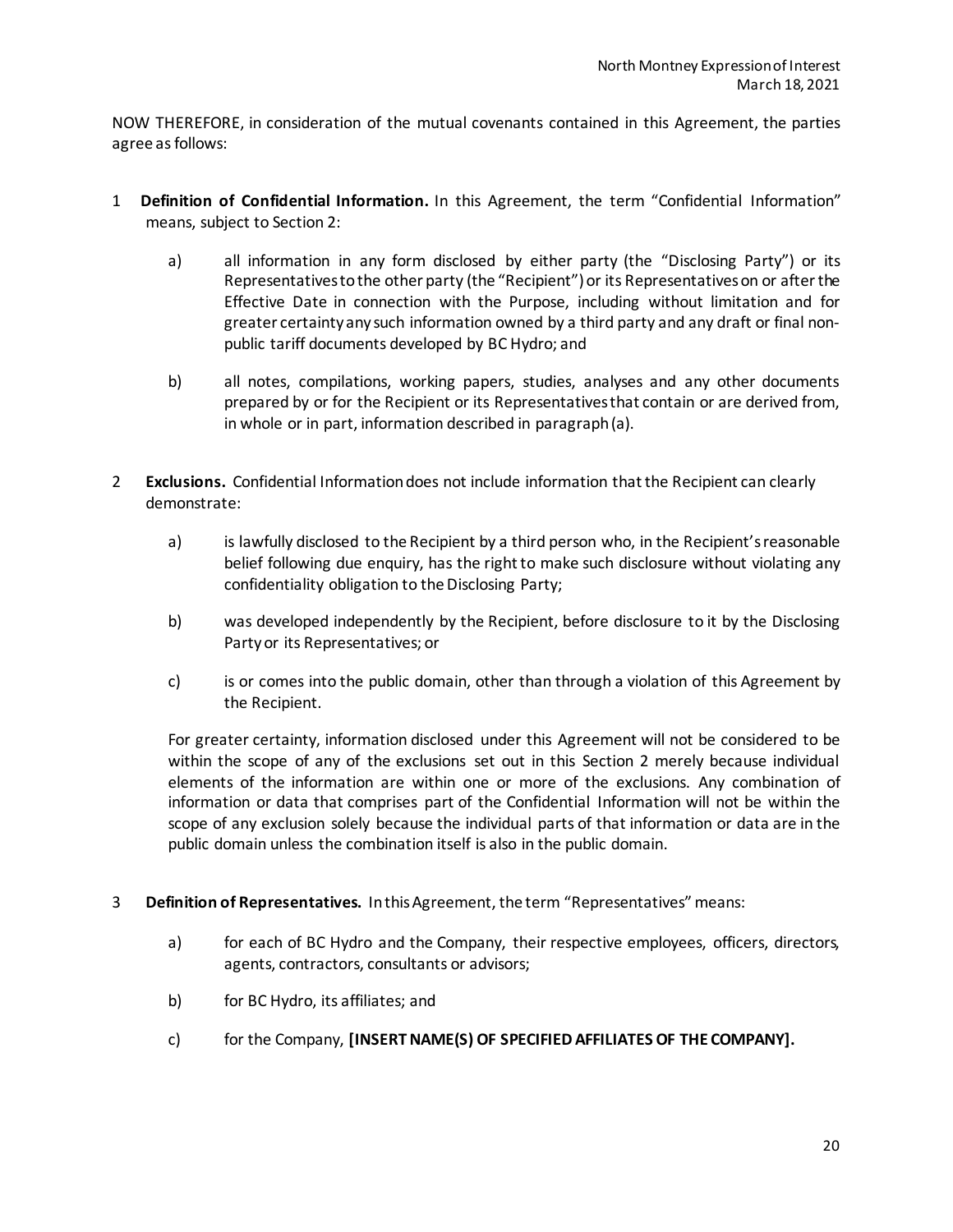NOW THEREFORE, in consideration of the mutual covenants contained in this Agreement, the parties agree as follows:

1 **Definition of Confidential Information.** In this Agreement, the term "Confidential Information" means, subject to Section 2:

   a) all information in any form disclosed by either party (the "Disclosing Party") or its Representatives to the other party (the "Recipient") or its Representatives on or after the Effective Date in connection with the Purpose, including without limitation and for greater certainty any such information owned by a third party and any draft or final non-public tariff documents developed by BC Hydro; and

   b) all notes, compilations, working papers, studies, analyses and any other documents prepared by or for the Recipient or its Representatives that contain or are derived from, in whole or in part, information described in paragraph (a).

2 **Exclusions.** Confidential Information does not include information that the Recipient can clearly demonstrate:

   a) is lawfully disclosed to the Recipient by a third person who, in the Recipient's reasonable belief following due enquiry, has the right to make such disclosure without violating any confidentiality obligation to the Disclosing Party;

   b) was developed independently by the Recipient, before disclosure to it by the Disclosing Party or its Representatives; or

   c) is or comes into the public domain, other than through a violation of this Agreement by the Recipient.

   For greater certainty, information disclosed under this Agreement will not be considered to be within the scope of any of the exclusions set out in this Section 2 merely because individual elements of the information are within one or more of the exclusions. Any combination of information or data that comprises part of the Confidential Information will not be within the scope of any exclusion solely because the individual parts of that information or data are in the public domain unless the combination itself is also in the public domain.

3 **Definition of Representatives.** In this Agreement, the term "Representatives" means:

   a) for each of BC Hydro and the Company, their respective employees, officers, directors, agents, contractors, consultants or advisors;

   b) for BC Hydro, its affiliates; and

   c) for the Company, **[INSERT NAME(S) OF SPECIFIED AFFILIATES OF THE COMPANY].**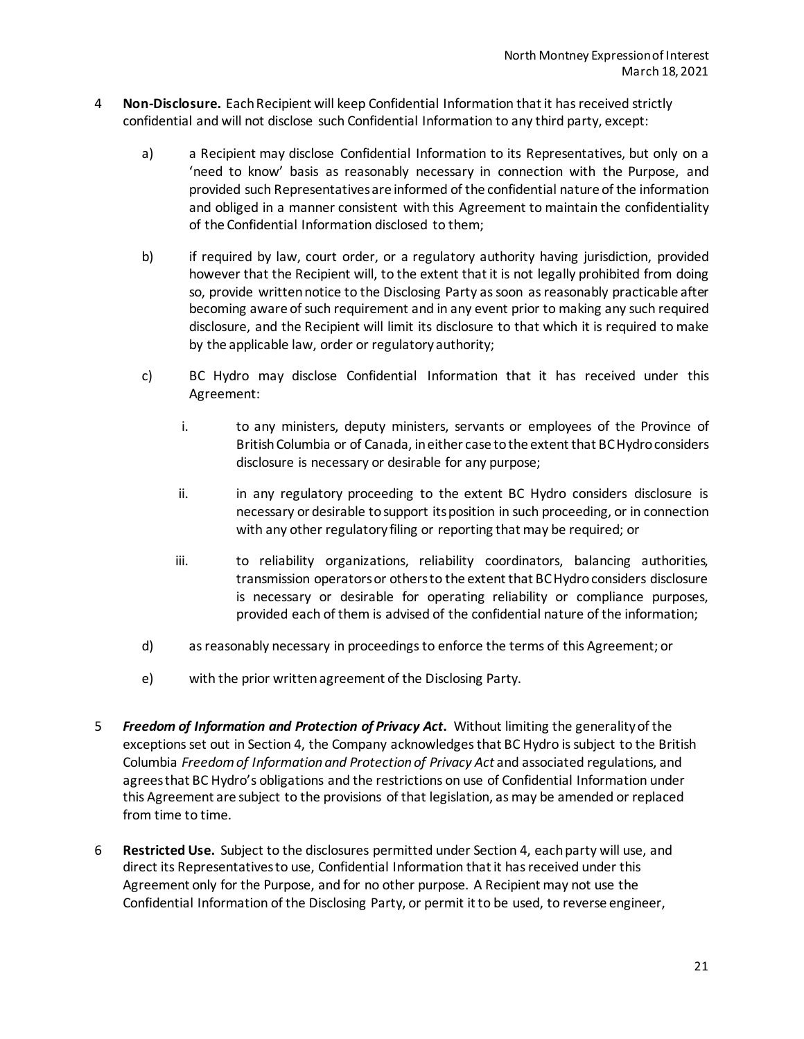4 **Non-Disclosure.** Each Recipient will keep Confidential Information that it has received strictly confidential and will not disclose such Confidential Information to any third party, except:

a) a Recipient may disclose Confidential Information to its Representatives, but only on a 'need to know' basis as reasonably necessary in connection with the Purpose, and provided such Representatives are informed of the confidential nature of the information and obliged in a manner consistent with this Agreement to maintain the confidentiality of the Confidential Information disclosed to them;

b) if required by law, court order, or a regulatory authority having jurisdiction, provided however that the Recipient will, to the extent that it is not legally prohibited from doing so, provide written notice to the Disclosing Party as soon as reasonably practicable after becoming aware of such requirement and in any event prior to making any such required disclosure, and the Recipient will limit its disclosure to that which it is required to make by the applicable law, order or regulatory authority;

c) BC Hydro may disclose Confidential Information that it has received under this Agreement:

   i. to any ministers, deputy ministers, servants or employees of the Province of British Columbia or of Canada, in either case to the extent that BC Hydro considers disclosure is necessary or desirable for any purpose;

   ii. in any regulatory proceeding to the extent BC Hydro considers disclosure is necessary or desirable to support its position in such proceeding, or in connection with any other regulatory filing or reporting that may be required; or

   iii. to reliability organizations, reliability coordinators, balancing authorities, transmission operators or others to the extent that BC Hydro considers disclosure is necessary or desirable for operating reliability or compliance purposes, provided each of them is advised of the confidential nature of the information;

d) as reasonably necessary in proceedings to enforce the terms of this Agreement; or

e) with the prior written agreement of the Disclosing Party.

5 ***Freedom of Information and Protection of Privacy Act*.** Without limiting the generality of the exceptions set out in Section 4, the Company acknowledges that BC Hydro is subject to the British Columbia *Freedom of Information and Protection of Privacy Act* and associated regulations, and agrees that BC Hydro's obligations and the restrictions on use of Confidential Information under this Agreement are subject to the provisions of that legislation, as may be amended or replaced from time to time.

6 **Restricted Use.** Subject to the disclosures permitted under Section 4, each party will use, and direct its Representatives to use, Confidential Information that it has received under this Agreement only for the Purpose, and for no other purpose. A Recipient may not use the Confidential Information of the Disclosing Party, or permit it to be used, to reverse engineer,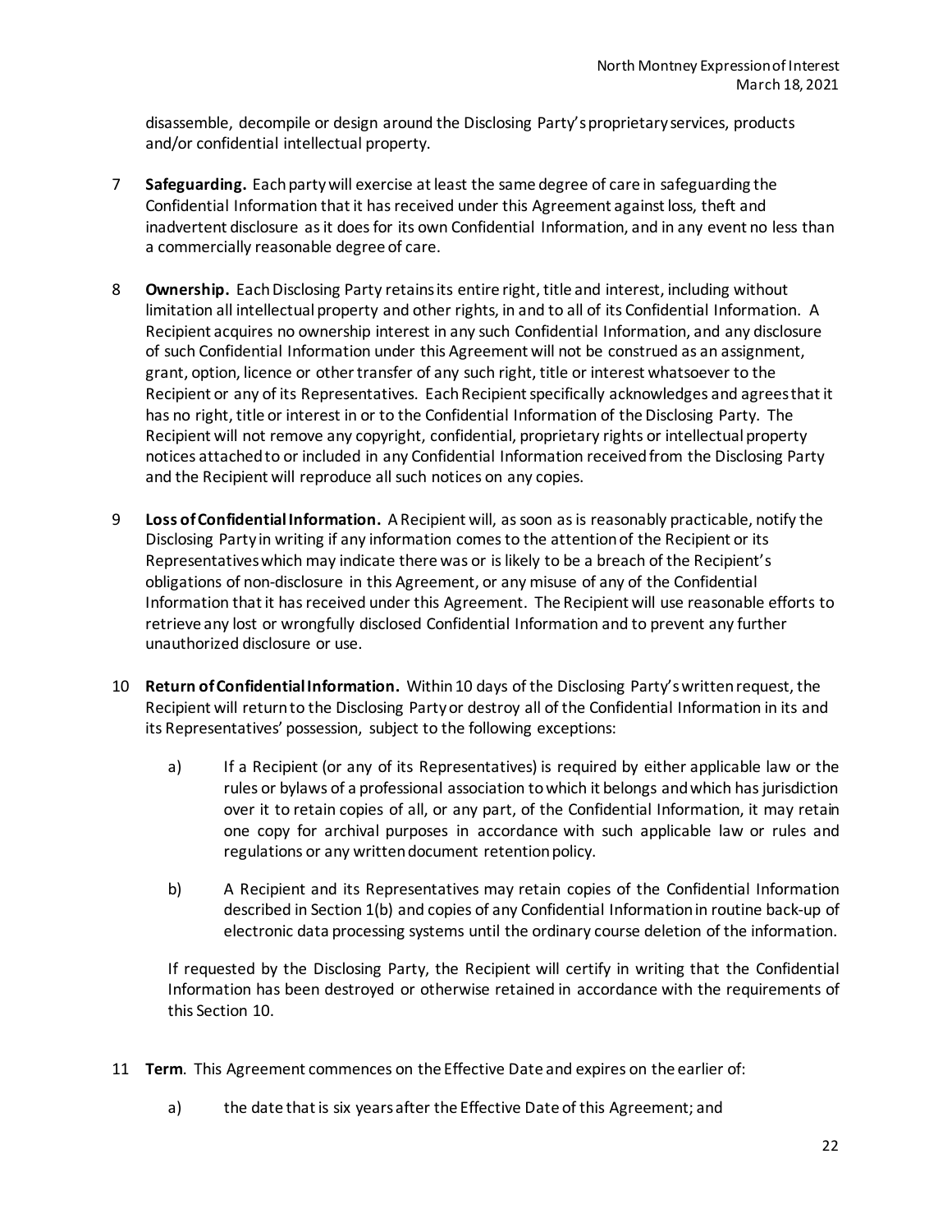disassemble, decompile or design around the Disclosing Party's proprietary services, products and/or confidential intellectual property.

7 **Safeguarding.** Each party will exercise at least the same degree of care in safeguarding the Confidential Information that it has received under this Agreement against loss, theft and inadvertent disclosure as it does for its own Confidential Information, and in any event no less than a commercially reasonable degree of care.

8 **Ownership.** Each Disclosing Party retains its entire right, title and interest, including without limitation all intellectual property and other rights, in and to all of its Confidential Information. A Recipient acquires no ownership interest in any such Confidential Information, and any disclosure of such Confidential Information under this Agreement will not be construed as an assignment, grant, option, licence or other transfer of any such right, title or interest whatsoever to the Recipient or any of its Representatives. Each Recipient specifically acknowledges and agrees that it has no right, title or interest in or to the Confidential Information of the Disclosing Party. The Recipient will not remove any copyright, confidential, proprietary rights or intellectual property notices attached to or included in any Confidential Information received from the Disclosing Party and the Recipient will reproduce all such notices on any copies.

9 **Loss of Confidential Information.** A Recipient will, as soon as is reasonably practicable, notify the Disclosing Party in writing if any information comes to the attention of the Recipient or its Representatives which may indicate there was or is likely to be a breach of the Recipient's obligations of non-disclosure in this Agreement, or any misuse of any of the Confidential Information that it has received under this Agreement. The Recipient will use reasonable efforts to retrieve any lost or wrongfully disclosed Confidential Information and to prevent any further unauthorized disclosure or use.

10 **Return of Confidential Information.** Within 10 days of the Disclosing Party's written request, the Recipient will return to the Disclosing Party or destroy all of the Confidential Information in its and its Representatives' possession, subject to the following exceptions:

a) If a Recipient (or any of its Representatives) is required by either applicable law or the rules or bylaws of a professional association to which it belongs and which has jurisdiction over it to retain copies of all, or any part, of the Confidential Information, it may retain one copy for archival purposes in accordance with such applicable law or rules and regulations or any written document retention policy.

b) A Recipient and its Representatives may retain copies of the Confidential Information described in Section 1(b) and copies of any Confidential Information in routine back-up of electronic data processing systems until the ordinary course deletion of the information.

If requested by the Disclosing Party, the Recipient will certify in writing that the Confidential Information has been destroyed or otherwise retained in accordance with the requirements of this Section 10.

11 **Term**. This Agreement commences on the Effective Date and expires on the earlier of:

a) the date that is six years after the Effective Date of this Agreement; and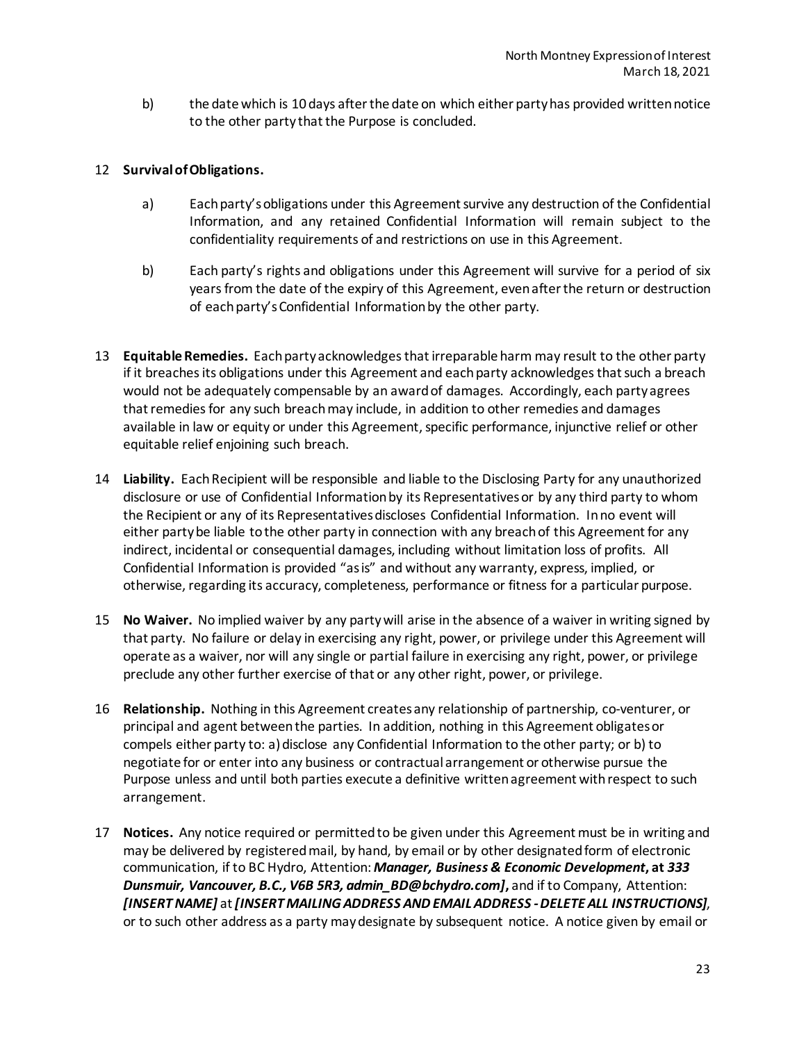b) the date which is 10 days after the date on which either party has provided written notice to the other party that the Purpose is concluded.

12 **Survival of Obligations.**

a) Each party's obligations under this Agreement survive any destruction of the Confidential Information, and any retained Confidential Information will remain subject to the confidentiality requirements of and restrictions on use in this Agreement.

b) Each party's rights and obligations under this Agreement will survive for a period of six years from the date of the expiry of this Agreement, even after the return or destruction of each party's Confidential Information by the other party.

13 **Equitable Remedies.** Each party acknowledges that irreparable harm may result to the other party if it breaches its obligations under this Agreement and each party acknowledges that such a breach would not be adequately compensable by an award of damages. Accordingly, each party agrees that remedies for any such breach may include, in addition to other remedies and damages available in law or equity or under this Agreement, specific performance, injunctive relief or other equitable relief enjoining such breach.

14 **Liability.** Each Recipient will be responsible and liable to the Disclosing Party for any unauthorized disclosure or use of Confidential Information by its Representatives or by any third party to whom the Recipient or any of its Representatives discloses Confidential Information. In no event will either party be liable to the other party in connection with any breach of this Agreement for any indirect, incidental or consequential damages, including without limitation loss of profits. All Confidential Information is provided "as is" and without any warranty, express, implied, or otherwise, regarding its accuracy, completeness, performance or fitness for a particular purpose.

15 **No Waiver.** No implied waiver by any party will arise in the absence of a waiver in writing signed by that party. No failure or delay in exercising any right, power, or privilege under this Agreement will operate as a waiver, nor will any single or partial failure in exercising any right, power, or privilege preclude any other further exercise of that or any other right, power, or privilege.

16 **Relationship.** Nothing in this Agreement creates any relationship of partnership, co-venturer, or principal and agent between the parties. In addition, nothing in this Agreement obligates or compels either party to: a) disclose any Confidential Information to the other party; or b) to negotiate for or enter into any business or contractual arrangement or otherwise pursue the Purpose unless and until both parties execute a definitive written agreement with respect to such arrangement.

17 **Notices.** Any notice required or permitted to be given under this Agreement must be in writing and may be delivered by registered mail, by hand, by email or by other designated form of electronic communication, if to BC Hydro, Attention: ***Manager, Business & Economic Development*, at *333 Dunsmuir, Vancouver, B.C., V6B 5R3, admin_BD@bchydro.com]***, and if to Company, Attention: ***[INSERT NAME]*** at ***[INSERT MAILING ADDRESS AND EMAIL ADDRESS - DELETE ALL INSTRUCTIONS]***, or to such other address as a party may designate by subsequent notice. A notice given by email or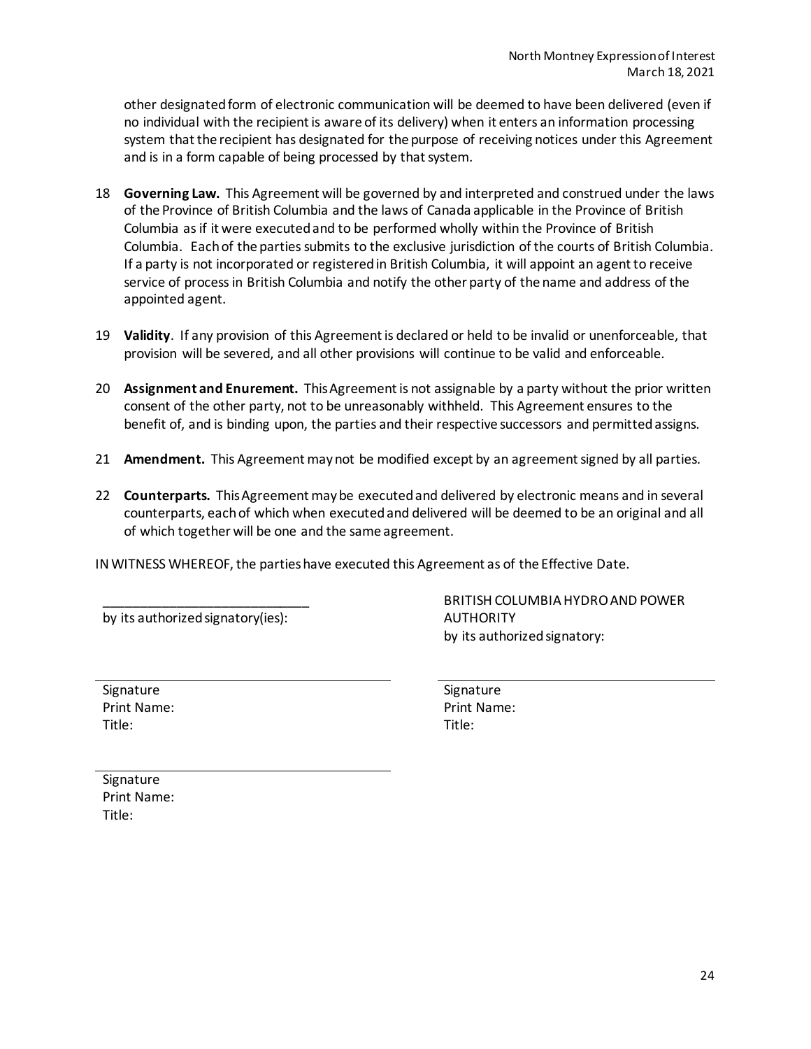other designated form of electronic communication will be deemed to have been delivered (even if no individual with the recipient is aware of its delivery) when it enters an information processing system that the recipient has designated for the purpose of receiving notices under this Agreement and is in a form capable of being processed by that system.

18 **Governing Law.** This Agreement will be governed by and interpreted and construed under the laws of the Province of British Columbia and the laws of Canada applicable in the Province of British Columbia as if it were executed and to be performed wholly within the Province of British Columbia. Each of the parties submits to the exclusive jurisdiction of the courts of British Columbia. If a party is not incorporated or registered in British Columbia, it will appoint an agent to receive service of process in British Columbia and notify the other party of the name and address of the appointed agent.

19 **Validity**. If any provision of this Agreement is declared or held to be invalid or unenforceable, that provision will be severed, and all other provisions will continue to be valid and enforceable.

20 **Assignment and Enurement.** This Agreement is not assignable by a party without the prior written consent of the other party, not to be unreasonably withheld. This Agreement ensures to the benefit of, and is binding upon, the parties and their respective successors and permitted assigns.

21 **Amendment.** This Agreement may not be modified except by an agreement signed by all parties.

22 **Counterparts.** This Agreement may be executed and delivered by electronic means and in several counterparts, each of which when executed and delivered will be deemed to be an original and all of which together will be one and the same agreement.

IN WITNESS WHEREOF, the parties have executed this Agreement as of the Effective Date.

____________________________
by its authorized signatory(ies):

____________________________
Signature
Print Name:
Title:

____________________________
Signature
Print Name:
Title:

BRITISH COLUMBIA HYDRO AND POWER AUTHORITY
by its authorized signatory:

____________________________
Signature
Print Name:
Title: